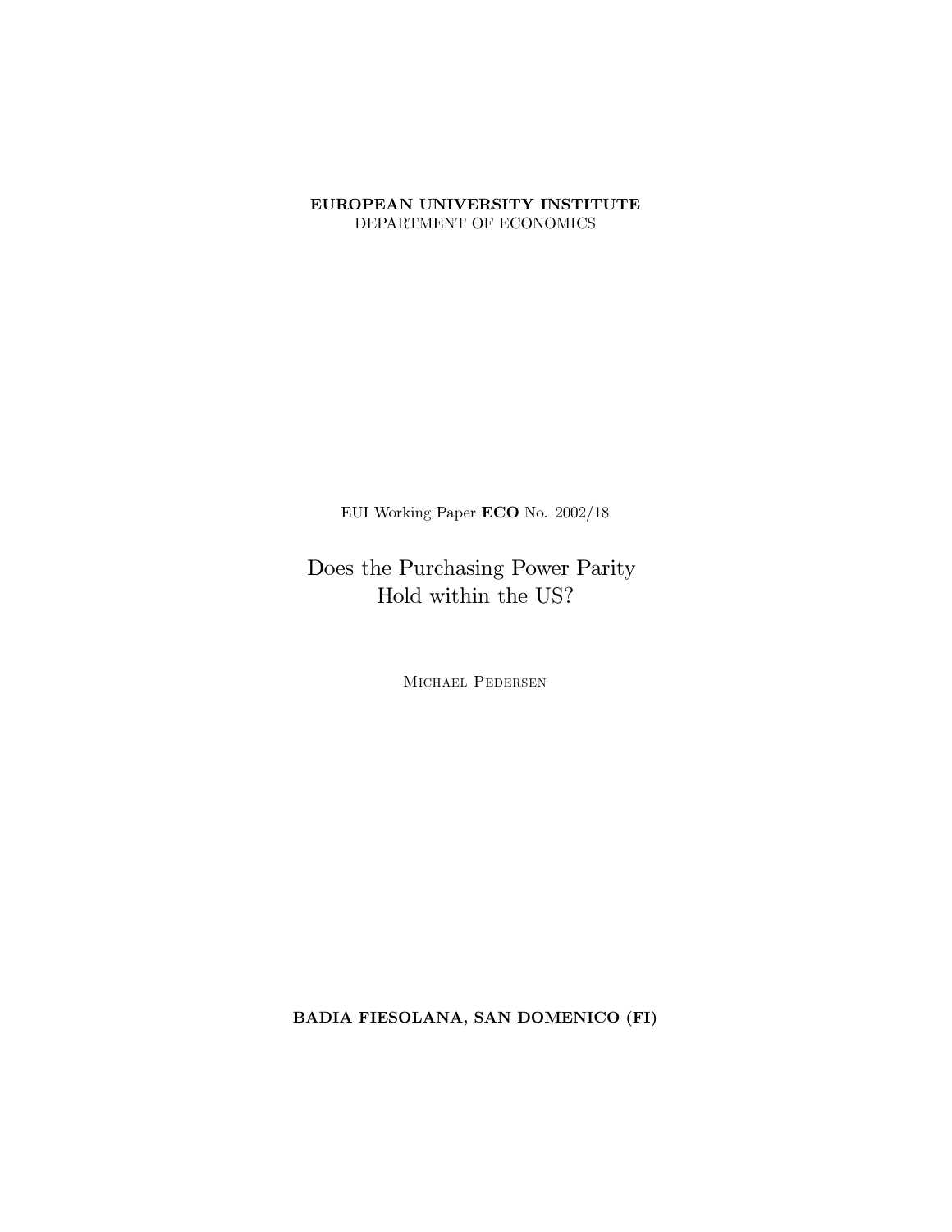**EUROPEAN UNIVERSITY INSTITUTE**
DEPARTMENT OF ECONOMICS

EUI Working Paper **ECO** No. 2002/18

# Does the Purchasing Power Parity Hold within the US?

Michael Pedersen

**BADIA FIESOLANA, SAN DOMENICO (FI)**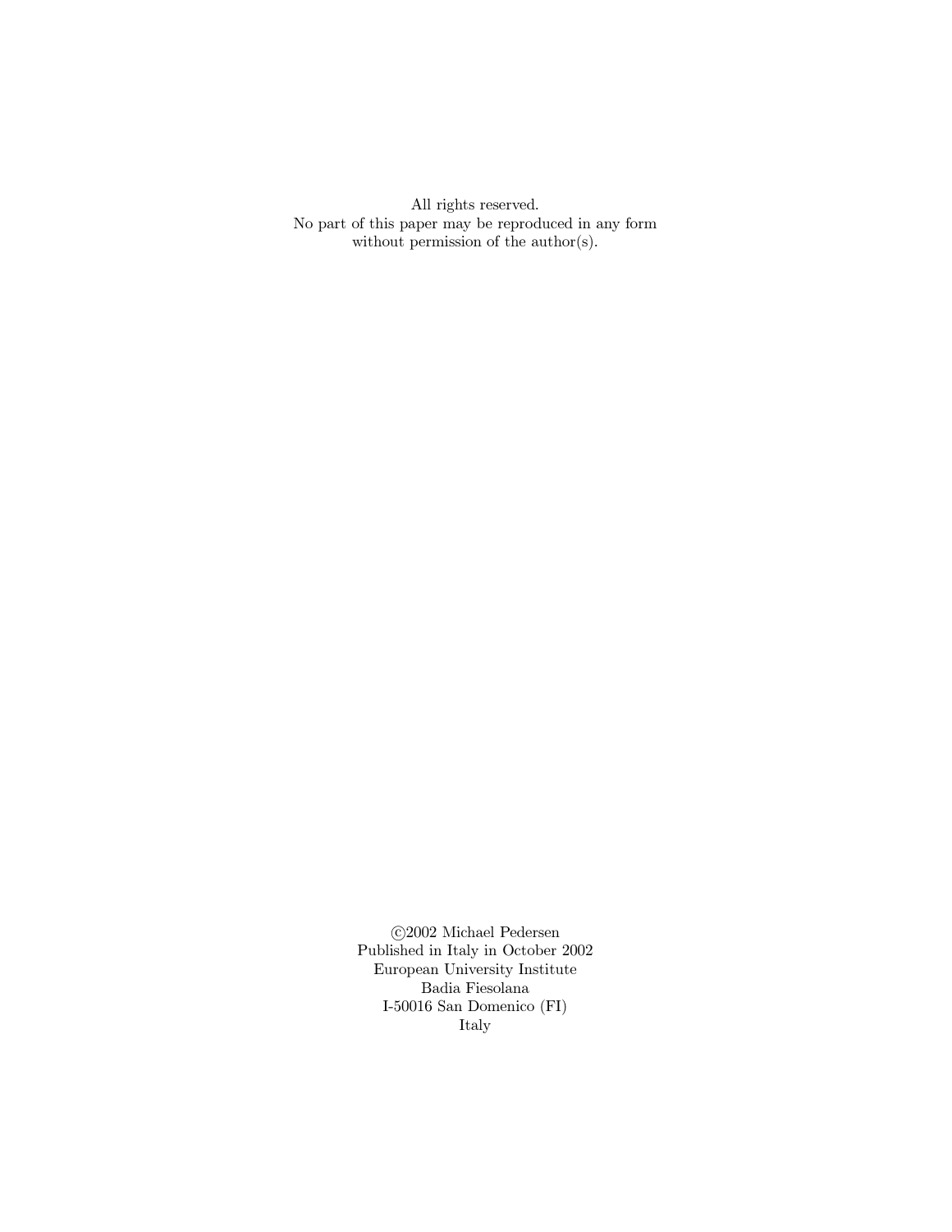All rights reserved.
No part of this paper may be reproduced in any form
without permission of the author(s).

©2002 Michael Pedersen
Published in Italy in October 2002
European University Institute
Badia Fiesolana
I-50016 San Domenico (FI)
Italy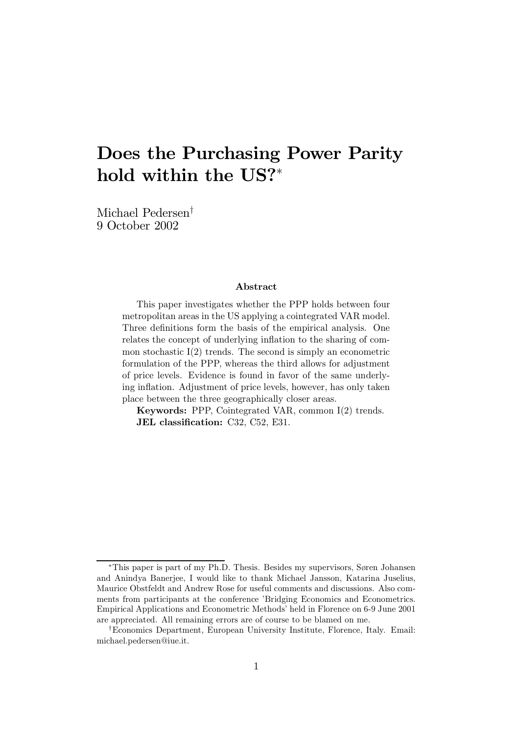# Does the Purchasing Power Parity hold within the US?*

Michael Pedersen†
9 October 2002

**Abstract**

This paper investigates whether the PPP holds between four metropolitan areas in the US applying a cointegrated VAR model. Three definitions form the basis of the empirical analysis. One relates the concept of underlying inflation to the sharing of common stochastic I(2) trends. The second is simply an econometric formulation of the PPP, whereas the third allows for adjustment of price levels. Evidence is found in favor of the same underlying inflation. Adjustment of price levels, however, has only taken place between the three geographically closer areas.

**Keywords:** PPP, Cointegrated VAR, common I(2) trends.
**JEL classification:** C32, C52, E31.

---

*This paper is part of my Ph.D. Thesis. Besides my supervisors, Søren Johansen and Anindya Banerjee, I would like to thank Michael Jansson, Katarina Juselius, Maurice Obstfeldt and Andrew Rose for useful comments and discussions. Also comments from participants at the conference 'Bridging Economics and Econometrics. Empirical Applications and Econometric Methods' held in Florence on 6-9 June 2001 are appreciated. All remaining errors are of course to be blamed on me.

†Economics Department, European University Institute, Florence, Italy. Email: michael.pedersen@iue.it.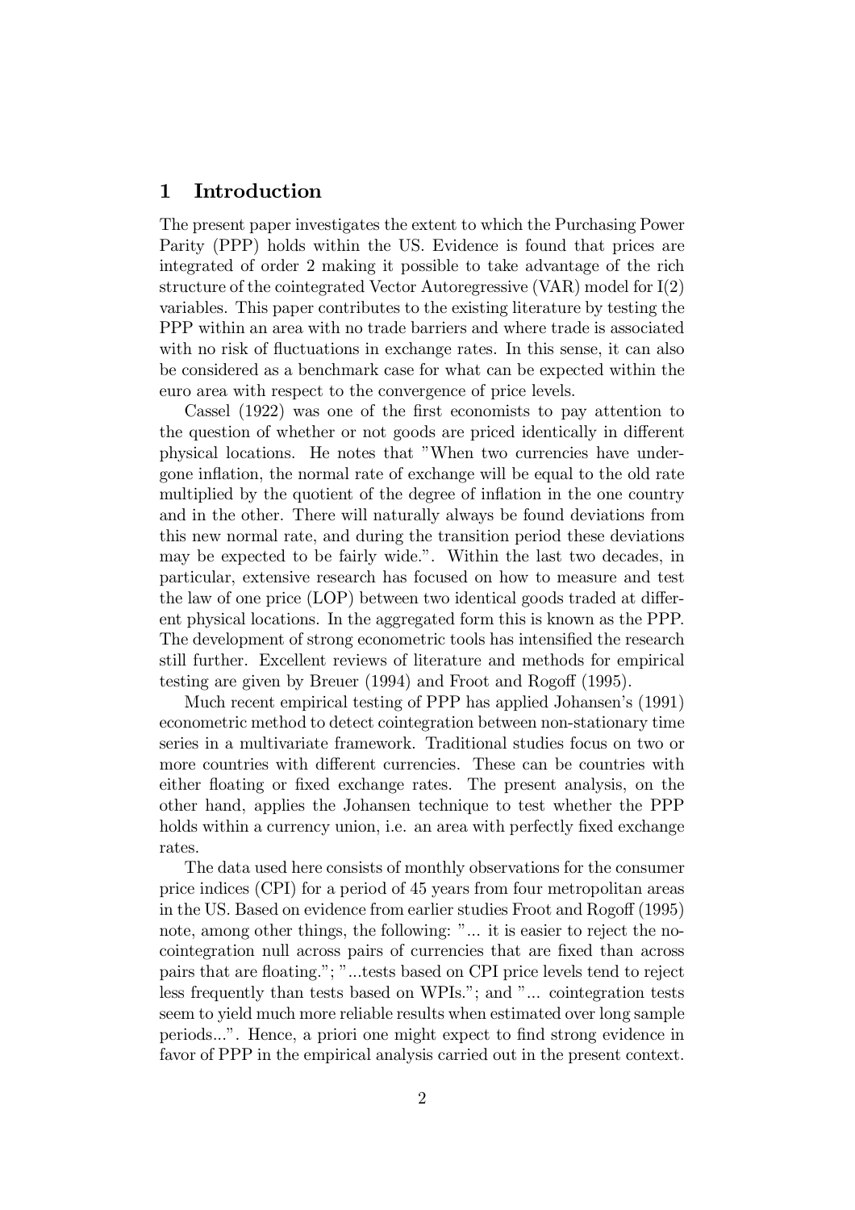# 1 Introduction

The present paper investigates the extent to which the Purchasing Power Parity (PPP) holds within the US. Evidence is found that prices are integrated of order 2 making it possible to take advantage of the rich structure of the cointegrated Vector Autoregressive (VAR) model for I(2) variables. This paper contributes to the existing literature by testing the PPP within an area with no trade barriers and where trade is associated with no risk of fluctuations in exchange rates. In this sense, it can also be considered as a benchmark case for what can be expected within the euro area with respect to the convergence of price levels.

Cassel (1922) was one of the first economists to pay attention to the question of whether or not goods are priced identically in different physical locations. He notes that "When two currencies have undergone inflation, the normal rate of exchange will be equal to the old rate multiplied by the quotient of the degree of inflation in the one country and in the other. There will naturally always be found deviations from this new normal rate, and during the transition period these deviations may be expected to be fairly wide.". Within the last two decades, in particular, extensive research has focused on how to measure and test the law of one price (LOP) between two identical goods traded at different physical locations. In the aggregated form this is known as the PPP. The development of strong econometric tools has intensified the research still further. Excellent reviews of literature and methods for empirical testing are given by Breuer (1994) and Froot and Rogoff (1995).

Much recent empirical testing of PPP has applied Johansen's (1991) econometric method to detect cointegration between non-stationary time series in a multivariate framework. Traditional studies focus on two or more countries with different currencies. These can be countries with either floating or fixed exchange rates. The present analysis, on the other hand, applies the Johansen technique to test whether the PPP holds within a currency union, i.e. an area with perfectly fixed exchange rates.

The data used here consists of monthly observations for the consumer price indices (CPI) for a period of 45 years from four metropolitan areas in the US. Based on evidence from earlier studies Froot and Rogoff (1995) note, among other things, the following: "... it is easier to reject the no-cointegration null across pairs of currencies that are fixed than across pairs that are floating."; "...tests based on CPI price levels tend to reject less frequently than tests based on WPIs."; and "... cointegration tests seem to yield much more reliable results when estimated over long sample periods...". Hence, a priori one might expect to find strong evidence in favor of PPP in the empirical analysis carried out in the present context.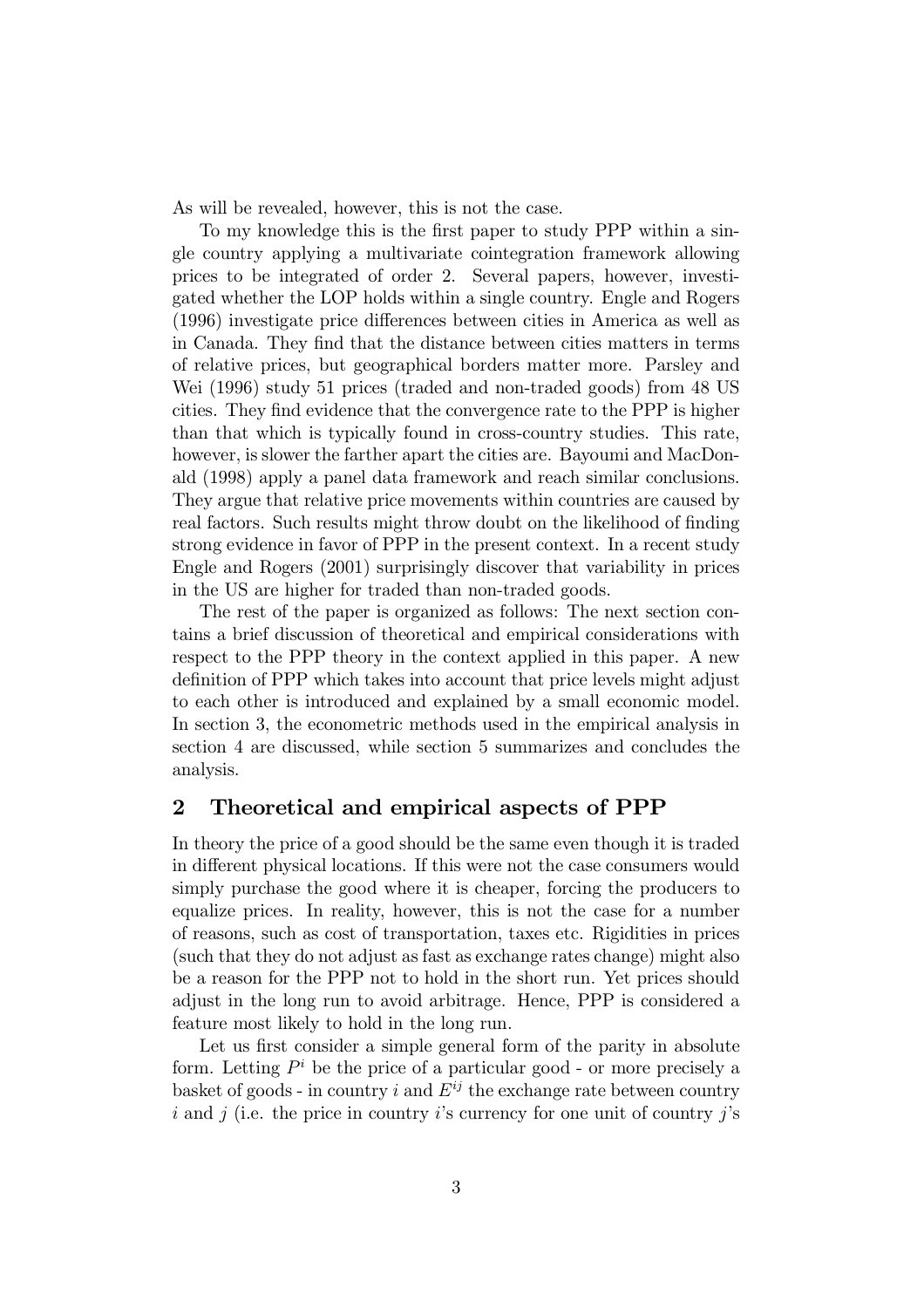As will be revealed, however, this is not the case.

To my knowledge this is the first paper to study PPP within a single country applying a multivariate cointegration framework allowing prices to be integrated of order 2. Several papers, however, investigated whether the LOP holds within a single country. Engle and Rogers (1996) investigate price differences between cities in America as well as in Canada. They find that the distance between cities matters in terms of relative prices, but geographical borders matter more. Parsley and Wei (1996) study 51 prices (traded and non-traded goods) from 48 US cities. They find evidence that the convergence rate to the PPP is higher than that which is typically found in cross-country studies. This rate, however, is slower the farther apart the cities are. Bayoumi and MacDonald (1998) apply a panel data framework and reach similar conclusions. They argue that relative price movements within countries are caused by real factors. Such results might throw doubt on the likelihood of finding strong evidence in favor of PPP in the present context. In a recent study Engle and Rogers (2001) surprisingly discover that variability in prices in the US are higher for traded than non-traded goods.

The rest of the paper is organized as follows: The next section contains a brief discussion of theoretical and empirical considerations with respect to the PPP theory in the context applied in this paper. A new definition of PPP which takes into account that price levels might adjust to each other is introduced and explained by a small economic model. In section 3, the econometric methods used in the empirical analysis in section 4 are discussed, while section 5 summarizes and concludes the analysis.

## 2 Theoretical and empirical aspects of PPP

In theory the price of a good should be the same even though it is traded in different physical locations. If this were not the case consumers would simply purchase the good where it is cheaper, forcing the producers to equalize prices. In reality, however, this is not the case for a number of reasons, such as cost of transportation, taxes etc. Rigidities in prices (such that they do not adjust as fast as exchange rates change) might also be a reason for the PPP not to hold in the short run. Yet prices should adjust in the long run to avoid arbitrage. Hence, PPP is considered a feature most likely to hold in the long run.

Let us first consider a simple general form of the parity in absolute form. Letting $P^i$ be the price of a particular good - or more precisely a basket of goods - in country $i$ and $E^{ij}$ the exchange rate between country $i$ and $j$ (i.e. the price in country $i$'s currency for one unit of country $j$'s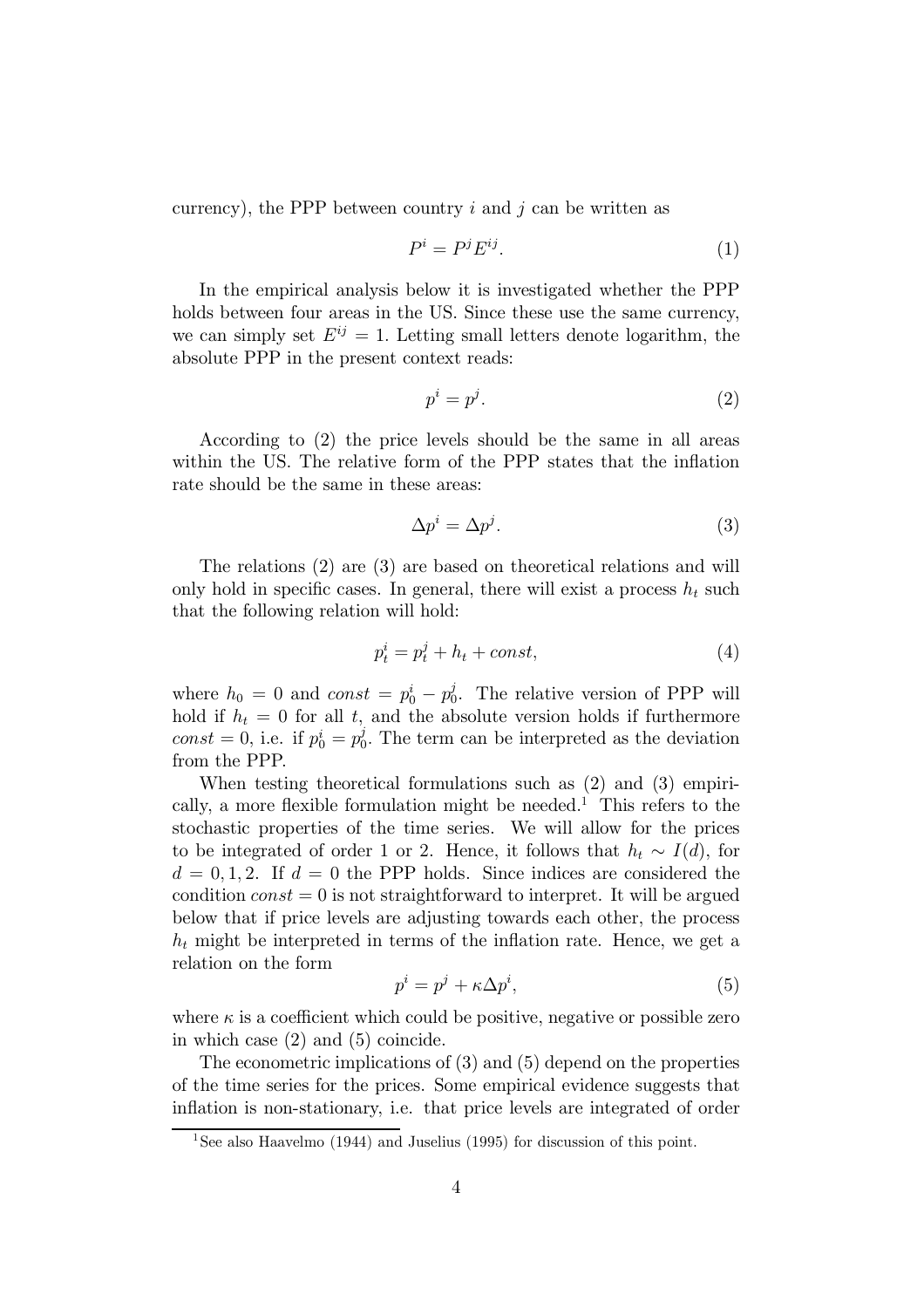currency), the PPP between country $i$ and $j$ can be written as

$$P^i = P^j E^{ij}. \tag{1}$$

In the empirical analysis below it is investigated whether the PPP holds between four areas in the US. Since these use the same currency, we can simply set $E^{ij} = 1$. Letting small letters denote logarithm, the absolute PPP in the present context reads:

$$p^i = p^j. \tag{2}$$

According to (2) the price levels should be the same in all areas within the US. The relative form of the PPP states that the inflation rate should be the same in these areas:

$$\Delta p^i = \Delta p^j. \tag{3}$$

The relations (2) are (3) are based on theoretical relations and will only hold in specific cases. In general, there will exist a process $h_t$ such that the following relation will hold:

$$p_t^i = p_t^j + h_t + const, \tag{4}$$

where $h_0 = 0$ and $const = p_0^i - p_0^j$. The relative version of PPP will hold if $h_t = 0$ for all $t$, and the absolute version holds if furthermore $const = 0$, i.e. if $p_0^i = p_0^j$. The term can be interpreted as the deviation from the PPP.

When testing theoretical formulations such as (2) and (3) empirically, a more flexible formulation might be needed.[1] This refers to the stochastic properties of the time series. We will allow for the prices to be integrated of order 1 or 2. Hence, it follows that $h_t \sim I(d)$, for $d = 0, 1, 2$. If $d = 0$ the PPP holds. Since indices are considered the condition $const = 0$ is not straightforward to interpret. It will be argued below that if price levels are adjusting towards each other, the process $h_t$ might be interpreted in terms of the inflation rate. Hence, we get a relation on the form

$$p^i = p^j + \kappa \Delta p^i, \tag{5}$$

where $\kappa$ is a coefficient which could be positive, negative or possible zero in which case (2) and (5) coincide.

The econometric implications of (3) and (5) depend on the properties of the time series for the prices. Some empirical evidence suggests that inflation is non-stationary, i.e. that price levels are integrated of order

[1] See also Haavelmo (1944) and Juselius (1995) for discussion of this point.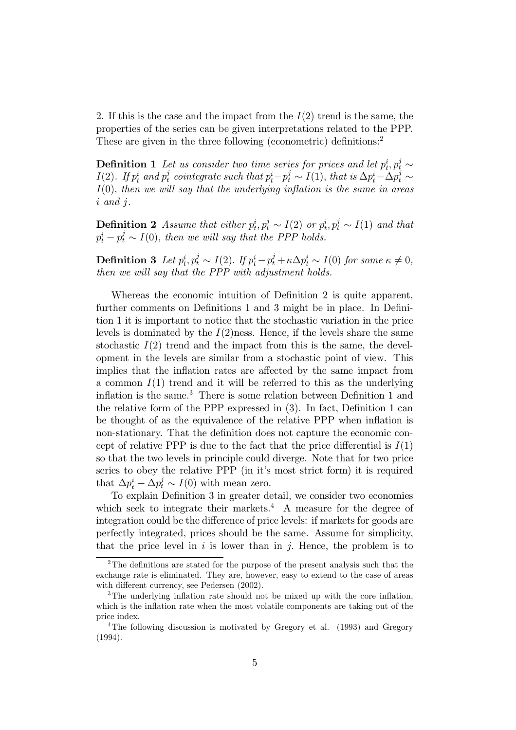2. If this is the case and the impact from the $I(2)$ trend is the same, the properties of the series can be given interpretations related to the PPP. These are given in the three following (econometric) definitions:[2]

**Definition 1** *Let us consider two time series for prices and let $p_t^i, p_t^j \sim I(2)$. If $p_t^i$ and $p_t^j$ cointegrate such that $p_t^i - p_t^j \sim I(1)$, that is $\Delta p_t^i - \Delta p_t^j \sim I(0)$, then we will say that the underlying inflation is the same in areas $i$ and $j$.*

**Definition 2** *Assume that either $p_t^i, p_t^j \sim I(2)$ or $p_t^i, p_t^j \sim I(1)$ and that $p_t^i - p_t^j \sim I(0)$, then we will say that the PPP holds.*

**Definition 3** *Let $p_t^i, p_t^j \sim I(2)$. If $p_t^i - p_t^j + \kappa \Delta p_t^i \sim I(0)$ for some $\kappa \neq 0$, then we will say that the PPP with adjustment holds.*

Whereas the economic intuition of Definition 2 is quite apparent, further comments on Definitions 1 and 3 might be in place. In Definition 1 it is important to notice that the stochastic variation in the price levels is dominated by the $I(2)$ness. Hence, if the levels share the same stochastic $I(2)$ trend and the impact from this is the same, the development in the levels are similar from a stochastic point of view. This implies that the inflation rates are affected by the same impact from a common $I(1)$ trend and it will be referred to this as the underlying inflation is the same.[3] There is some relation between Definition 1 and the relative form of the PPP expressed in (3). In fact, Definition 1 can be thought of as the equivalence of the relative PPP when inflation is non-stationary. That the definition does not capture the economic concept of relative PPP is due to the fact that the price differential is $I(1)$ so that the two levels in principle could diverge. Note that for two price series to obey the relative PPP (in it's most strict form) it is required that $\Delta p_t^i - \Delta p_t^j \sim I(0)$ with mean zero.

To explain Definition 3 in greater detail, we consider two economies which seek to integrate their markets.[4] A measure for the degree of integration could be the difference of price levels: if markets for goods are perfectly integrated, prices should be the same. Assume for simplicity, that the price level in $i$ is lower than in $j$. Hence, the problem is to

[2] The definitions are stated for the purpose of the present analysis such that the exchange rate is eliminated. They are, however, easy to extend to the case of areas with different currency, see Pedersen (2002).

[3] The underlying inflation rate should not be mixed up with the core inflation, which is the inflation rate when the most volatile components are taking out of the price index.

[4] The following discussion is motivated by Gregory et al. (1993) and Gregory (1994).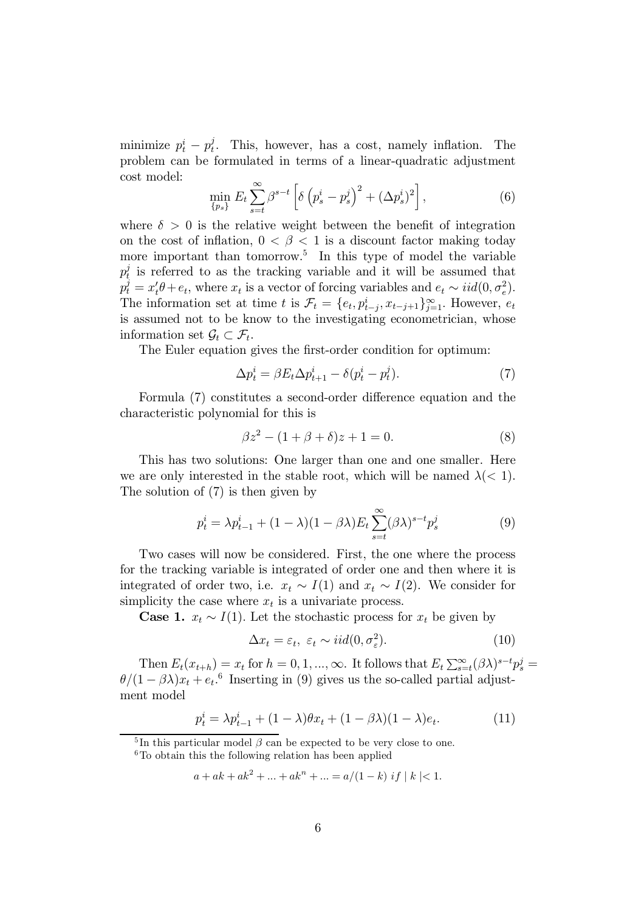minimize $p_t^i - p_t^j$. This, however, has a cost, namely inflation. The problem can be formulated in terms of a linear-quadratic adjustment cost model:

$$\min_{\{p_s\}} E_t \sum_{s=t}^{\infty} \beta^{s-t} \left[ \delta \left( p_s^i - p_s^j \right)^2 + (\Delta p_s^i)^2 \right], \tag{6}$$

where $\delta > 0$ is the relative weight between the benefit of integration on the cost of inflation, $0 < \beta < 1$ is a discount factor making today more important than tomorrow.[5] In this type of model the variable $p_t^j$ is referred to as the tracking variable and it will be assumed that $p_t^j = x_t'\theta + e_t$, where $x_t$ is a vector of forcing variables and $e_t \sim iid(0, \sigma_e^2)$. The information set at time $t$ is $\mathcal{F}_t = \{e_t, p_{t-j}^i, x_{t-j+1}\}_{j=1}^{\infty}$. However, $e_t$ is assumed not to be know to the investigating econometrician, whose information set $\mathcal{G}_t \subset \mathcal{F}_t$.

The Euler equation gives the first-order condition for optimum:

$$\Delta p_t^i = \beta E_t \Delta p_{t+1}^i - \delta (p_t^i - p_t^j). \tag{7}$$

Formula (7) constitutes a second-order difference equation and the characteristic polynomial for this is

$$\beta z^2 - (1 + \beta + \delta) z + 1 = 0. \tag{8}$$

This has two solutions: One larger than one and one smaller. Here we are only interested in the stable root, which will be named $\lambda (< 1)$. The solution of (7) is then given by

$$p_t^i = \lambda p_{t-1}^i + (1 - \lambda)(1 - \beta\lambda) E_t \sum_{s=t}^{\infty} (\beta\lambda)^{s-t} p_s^j \tag{9}$$

Two cases will now be considered. First, the one where the process for the tracking variable is integrated of order one and then where it is integrated of order two, i.e. $x_t \sim I(1)$ and $x_t \sim I(2)$. We consider for simplicity the case where $x_t$ is a univariate process.

**Case 1.** $x_t \sim I(1)$. Let the stochastic process for $x_t$ be given by

$$\Delta x_t = \varepsilon_t, \;\; \varepsilon_t \sim iid(0, \sigma_\varepsilon^2). \tag{10}$$

Then $E_t(x_{t+h}) = x_t$ for $h = 0, 1, ..., \infty$. It follows that $E_t \sum_{s=t}^{\infty} (\beta\lambda)^{s-t} p_s^j = \theta/(1 - \beta\lambda) x_t + e_t$.[6] Inserting in (9) gives us the so-called partial adjustment model

$$p_t^i = \lambda p_{t-1}^i + (1 - \lambda)\theta x_t + (1 - \beta\lambda)(1 - \lambda) e_t. \tag{11}$$

[5] In this particular model $\beta$ can be expected to be very close to one.

[6] To obtain this the following relation has been applied

$$a + ak + ak^2 + ... + ak^n + ... = a/(1 - k) \; if \mid k \mid < 1.$$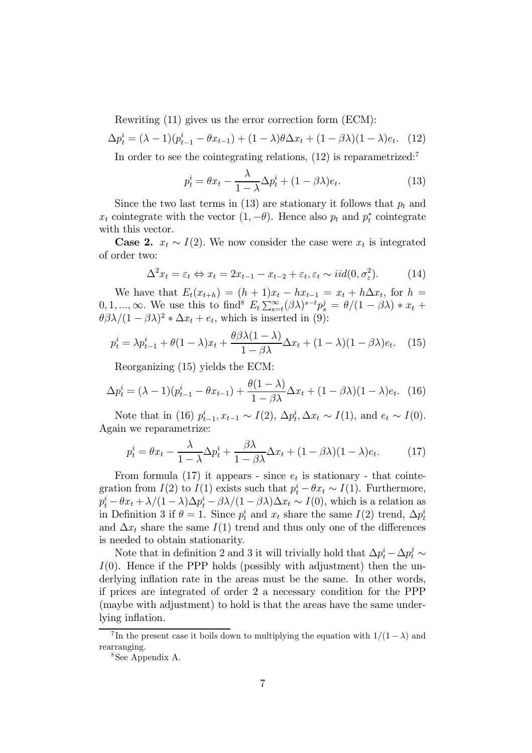Rewriting (11) gives us the error correction form (ECM):

$$\Delta p_t^i = (\lambda - 1)(p_{t-1}^i - \theta x_{t-1}) + (1 - \lambda)\theta \Delta x_t + (1 - \beta\lambda)(1 - \lambda)e_t. \quad (12)$$

In order to see the cointegrating relations, (12) is reparametrized:[7]

$$p_t^i = \theta x_t - \frac{\lambda}{1 - \lambda}\Delta p_t^i + (1 - \beta\lambda)e_t. \quad (13)$$

Since the two last terms in (13) are stationary it follows that $p_t$ and $x_t$ cointegrate with the vector $(1, -\theta)$. Hence also $p_t$ and $p_t^*$ cointegrate with this vector.

**Case 2.** $x_t \sim I(2)$. We now consider the case were $x_t$ is integrated of order two:

$$\Delta^2 x_t = \varepsilon_t \Leftrightarrow x_t = 2x_{t-1} - x_{t-2} + \varepsilon_t, \varepsilon_t \sim iid(0, \sigma_\varepsilon^2). \quad (14)$$

We have that $E_t(x_{t+h}) = (h+1)x_t - hx_{t-1} = x_t + h\Delta x_t$, for $h = 0, 1, ..., \infty$. We use this to find[8] $E_t \sum_{s=t}^{\infty} (\beta\lambda)^{s-t} p_s^j = \theta/(1 - \beta\lambda) * x_t + \theta\beta\lambda/(1 - \beta\lambda)^2 * \Delta x_t + e_t$, which is inserted in (9):

$$p_t^i = \lambda p_{t-1}^i + \theta(1 - \lambda)x_t + \frac{\theta\beta\lambda(1 - \lambda)}{1 - \beta\lambda}\Delta x_t + (1 - \lambda)(1 - \beta\lambda)e_t. \quad (15)$$

Reorganizing (15) yields the ECM:

$$\Delta p_t^i = (\lambda - 1)(p_{t-1}^i - \theta x_{t-1}) + \frac{\theta(1 - \lambda)}{1 - \beta\lambda}\Delta x_t + (1 - \beta\lambda)(1 - \lambda)e_t. \quad (16)$$

Note that in (16) $p_{t-1}^i, x_{t-1} \sim I(2)$, $\Delta p_t^i, \Delta x_t \sim I(1)$, and $e_t \sim I(0)$. Again we reparametrize:

$$p_t^i = \theta x_t - \frac{\lambda}{1 - \lambda}\Delta p_t^i + \frac{\beta\lambda}{1 - \beta\lambda}\Delta x_t + (1 - \beta\lambda)(1 - \lambda)e_t. \quad (17)$$

From formula (17) it appears - since $e_t$ is stationary - that cointegration from $I(2)$ to $I(1)$ exists such that $p_t^i - \theta x_t \sim I(1)$. Furthermore, $p_t^i - \theta x_t + \lambda/(1 - \lambda)\Delta p_t^i - \beta\lambda/(1 - \beta\lambda)\Delta x_t \sim I(0)$, which is a relation as in Definition 3 if $\theta = 1$. Since $p_t^i$ and $x_t$ share the same $I(2)$ trend, $\Delta p_t^i$ and $\Delta x_t$ share the same $I(1)$ trend and thus only one of the differences is needed to obtain stationarity.

Note that in definition 2 and 3 it will trivially hold that $\Delta p_t^i - \Delta p_t^j \sim I(0)$. Hence if the PPP holds (possibly with adjustment) then the underlying inflation rate in the areas must be the same. In other words, if prices are integrated of order 2 a necessary condition for the PPP (maybe with adjustment) to hold is that the areas have the same underlying inflation.

[7] In the present case it boils down to multiplying the equation with $1/(1 - \lambda)$ and rearranging.

[8] See Appendix A.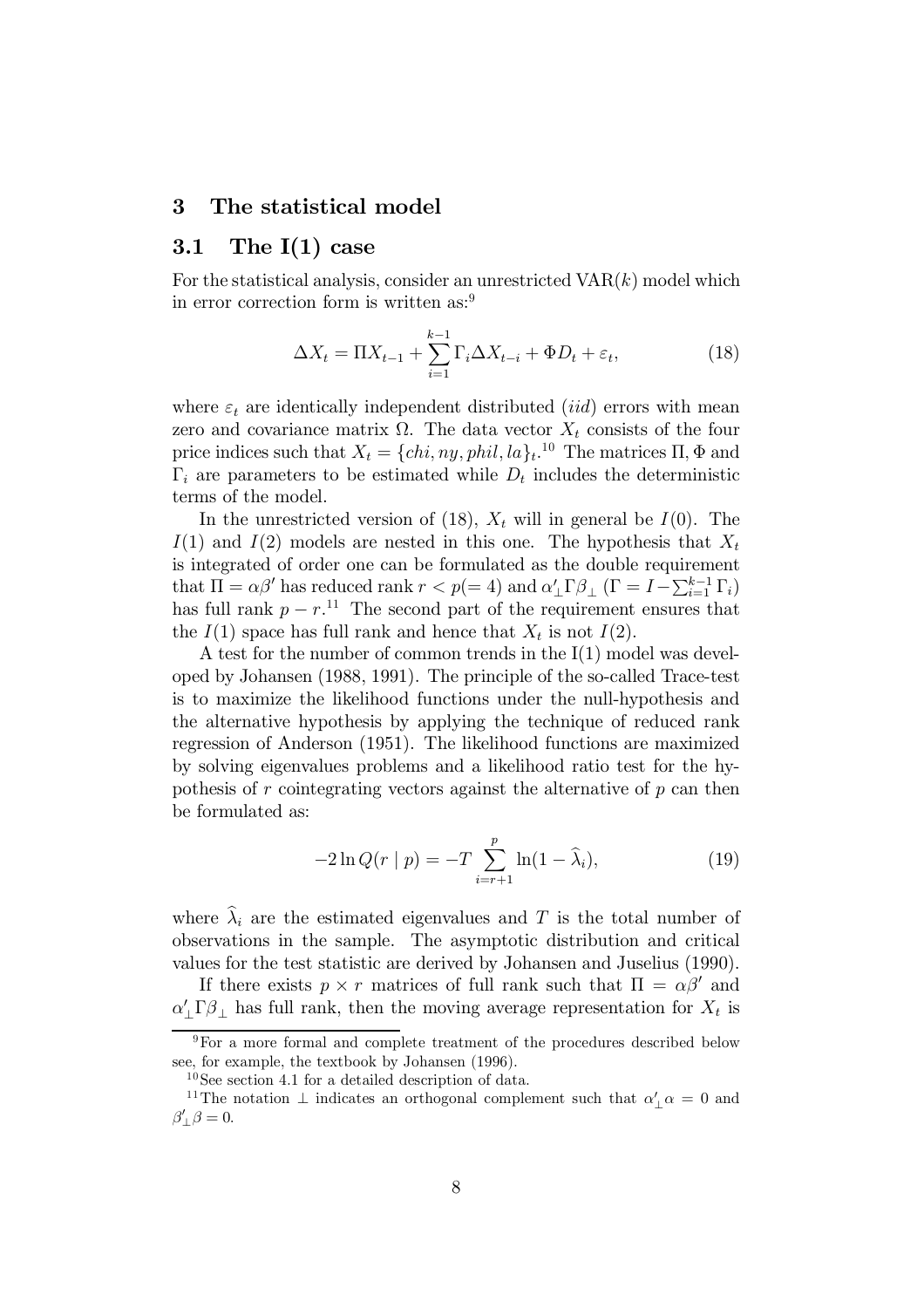# 3 The statistical model

## 3.1 The I(1) case

For the statistical analysis, consider an unrestricted VAR($k$) model which in error correction form is written as:[9]

$$\Delta X_t = \Pi X_{t-1} + \sum_{i=1}^{k-1} \Gamma_i \Delta X_{t-i} + \Phi D_t + \varepsilon_t, \tag{18}$$

where $\varepsilon_t$ are identically independent distributed (*iid*) errors with mean zero and covariance matrix $\Omega$. The data vector $X_t$ consists of the four price indices such that $X_t = \{chi, ny, phil, la\}_t$.[10] The matrices $\Pi, \Phi$ and $\Gamma_i$ are parameters to be estimated while $D_t$ includes the deterministic terms of the model.

In the unrestricted version of (18), $X_t$ will in general be $I(0)$. The $I(1)$ and $I(2)$ models are nested in this one. The hypothesis that $X_t$ is integrated of order one can be formulated as the double requirement that $\Pi = \alpha\beta'$ has reduced rank $r < p(= 4)$ and $\alpha'_\perp \Gamma \beta_\perp$ ($\Gamma = I - \sum_{i=1}^{k-1} \Gamma_i$) has full rank $p - r$.[11] The second part of the requirement ensures that the $I(1)$ space has full rank and hence that $X_t$ is not $I(2)$.

A test for the number of common trends in the I(1) model was developed by Johansen (1988, 1991). The principle of the so-called Trace-test is to maximize the likelihood functions under the null-hypothesis and the alternative hypothesis by applying the technique of reduced rank regression of Anderson (1951). The likelihood functions are maximized by solving eigenvalues problems and a likelihood ratio test for the hypothesis of $r$ cointegrating vectors against the alternative of $p$ can then be formulated as:

$$-2 \ln Q(r \mid p) = -T \sum_{i=r+1}^{p} \ln(1 - \widehat{\lambda}_i), \tag{19}$$

where $\widehat{\lambda}_i$ are the estimated eigenvalues and $T$ is the total number of observations in the sample. The asymptotic distribution and critical values for the test statistic are derived by Johansen and Juselius (1990).

If there exists $p \times r$ matrices of full rank such that $\Pi = \alpha\beta'$ and $\alpha'_\perp \Gamma \beta_\perp$ has full rank, then the moving average representation for $X_t$ is

---

[9] For a more formal and complete treatment of the procedures described below see, for example, the textbook by Johansen (1996).

[10] See section 4.1 for a detailed description of data.

[11] The notation $\perp$ indicates an orthogonal complement such that $\alpha'_\perp \alpha = 0$ and $\beta'_\perp \beta = 0$.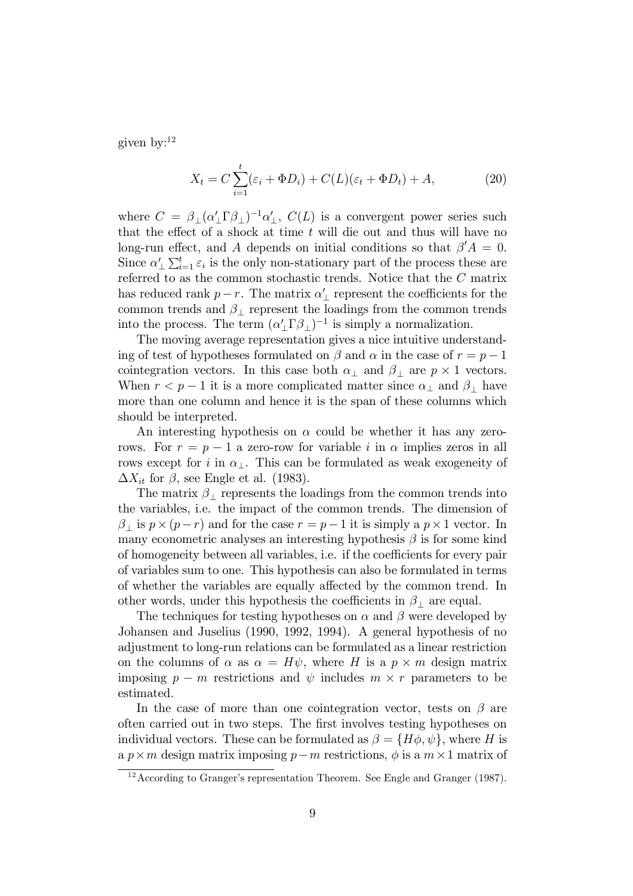given by:[12]

$$X_t = C\sum_{i=1}^{t}(\varepsilon_i + \Phi D_i) + C(L)(\varepsilon_t + \Phi D_t) + A, \tag{20}$$

where $C = \beta_\perp(\alpha'_\perp \Gamma \beta_\perp)^{-1}\alpha'_\perp$, $C(L)$ is a convergent power series such that the effect of a shock at time $t$ will die out and thus will have no long-run effect, and $A$ depends on initial conditions so that $\beta' A = 0$. Since $\alpha'_\perp \sum_{i=1}^{t} \varepsilon_i$ is the only non-stationary part of the process these are referred to as the common stochastic trends. Notice that the $C$ matrix has reduced rank $p - r$. The matrix $\alpha'_\perp$ represent the coefficients for the common trends and $\beta_\perp$ represent the loadings from the common trends into the process. The term $(\alpha'_\perp \Gamma \beta_\perp)^{-1}$ is simply a normalization.

The moving average representation gives a nice intuitive understanding of test of hypotheses formulated on $\beta$ and $\alpha$ in the case of $r = p-1$ cointegration vectors. In this case both $\alpha_\perp$ and $\beta_\perp$ are $p \times 1$ vectors. When $r < p - 1$ it is a more complicated matter since $\alpha_\perp$ and $\beta_\perp$ have more than one column and hence it is the span of these columns which should be interpreted.

An interesting hypothesis on $\alpha$ could be whether it has any zero-rows. For $r = p - 1$ a zero-row for variable $i$ in $\alpha$ implies zeros in all rows except for $i$ in $\alpha_\perp$. This can be formulated as weak exogeneity of $\Delta X_{it}$ for $\beta$, see Engle et al. (1983).

The matrix $\beta_\perp$ represents the loadings from the common trends into the variables, i.e. the impact of the common trends. The dimension of $\beta_\perp$ is $p \times (p - r)$ and for the case $r = p - 1$ it is simply a $p \times 1$ vector. In many econometric analyses an interesting hypothesis $\beta$ is for some kind of homogeneity between all variables, i.e. if the coefficients for every pair of variables sum to one. This hypothesis can also be formulated in terms of whether the variables are equally affected by the common trend. In other words, under this hypothesis the coefficients in $\beta_\perp$ are equal.

The techniques for testing hypotheses on $\alpha$ and $\beta$ were developed by Johansen and Juselius (1990, 1992, 1994). A general hypothesis of no adjustment to long-run relations can be formulated as a linear restriction on the columns of $\alpha$ as $\alpha = H\psi$, where $H$ is a $p \times m$ design matrix imposing $p - m$ restrictions and $\psi$ includes $m \times r$ parameters to be estimated.

In the case of more than one cointegration vector, tests on $\beta$ are often carried out in two steps. The first involves testing hypotheses on individual vectors. These can be formulated as $\beta = \{H\phi, \psi\}$, where $H$ is a $p \times m$ design matrix imposing $p - m$ restrictions, $\phi$ is a $m \times 1$ matrix of

[12] According to Granger's representation Theorem. See Engle and Granger (1987).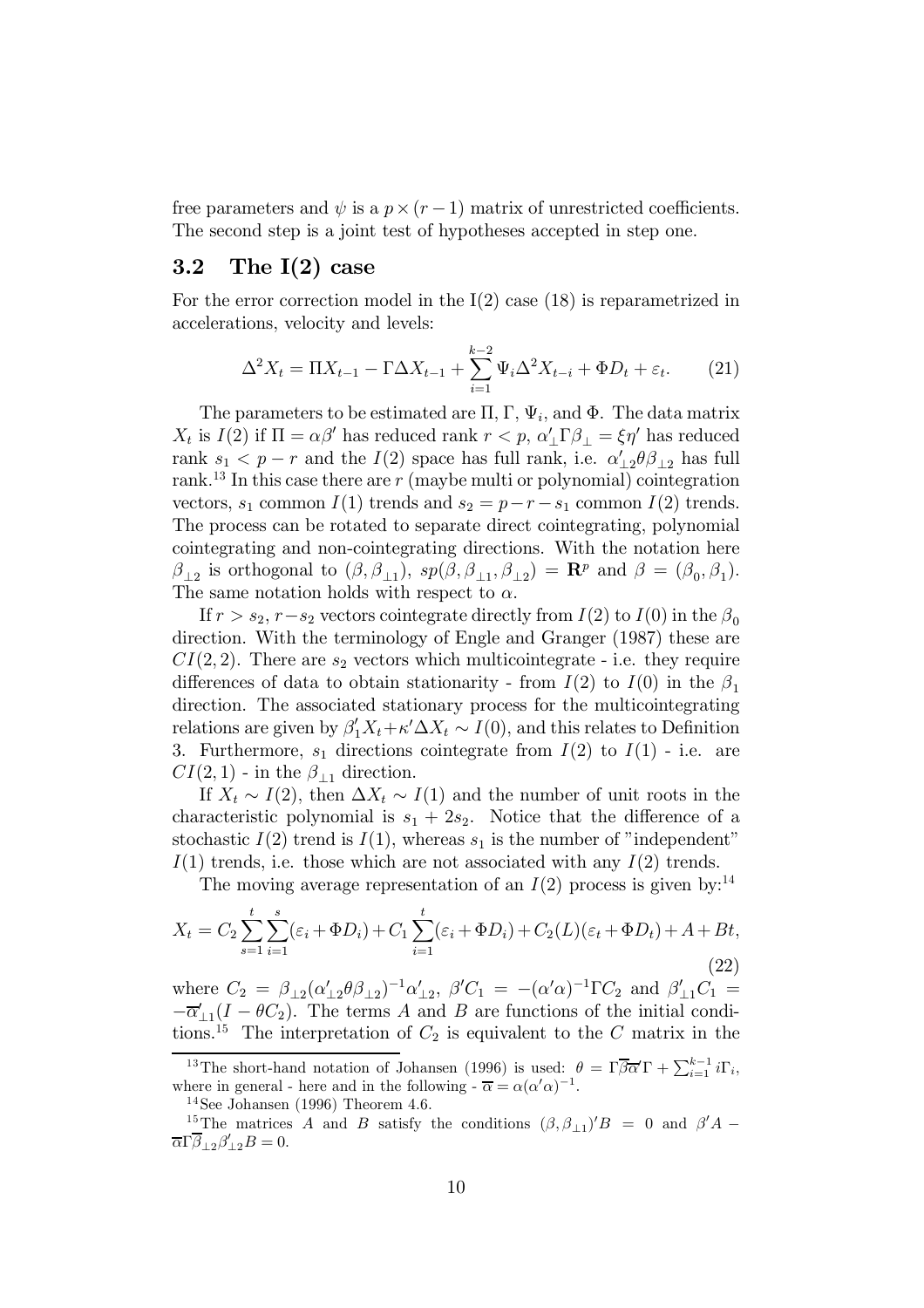free parameters and $\psi$ is a $p \times (r-1)$ matrix of unrestricted coefficients. The second step is a joint test of hypotheses accepted in step one.

## 3.2 The I(2) case

For the error correction model in the I(2) case (18) is reparametrized in accelerations, velocity and levels:

$$\Delta^2 X_t = \Pi X_{t-1} - \Gamma \Delta X_{t-1} + \sum_{i=1}^{k-2} \Psi_i \Delta^2 X_{t-i} + \Phi D_t + \varepsilon_t. \qquad (21)$$

The parameters to be estimated are $\Pi$, $\Gamma$, $\Psi_i$, and $\Phi$. The data matrix $X_t$ is $I(2)$ if $\Pi = \alpha\beta'$ has reduced rank $r < p$, $\alpha'_{\perp}\Gamma\beta_{\perp} = \xi\eta'$ has reduced rank $s_1 < p - r$ and the $I(2)$ space has full rank, i.e. $\alpha'_{\perp 2}\theta\beta_{\perp 2}$ has full rank.[13] In this case there are $r$ (maybe multi or polynomial) cointegration vectors, $s_1$ common $I(1)$ trends and $s_2 = p - r - s_1$ common $I(2)$ trends. The process can be rotated to separate direct cointegrating, polynomial cointegrating and non-cointegrating directions. With the notation here $\beta_{\perp 2}$ is orthogonal to $(\beta, \beta_{\perp 1})$, $sp(\beta, \beta_{\perp 1}, \beta_{\perp 2}) = \mathbf{R}^p$ and $\beta = (\beta_0, \beta_1)$. The same notation holds with respect to $\alpha$.

If $r > s_2$, $r - s_2$ vectors cointegrate directly from $I(2)$ to $I(0)$ in the $\beta_0$ direction. With the terminology of Engle and Granger (1987) these are $CI(2,2)$. There are $s_2$ vectors which multicointegrate - i.e. they require differences of data to obtain stationarity - from $I(2)$ to $I(0)$ in the $\beta_1$ direction. The associated stationary process for the multicointegrating relations are given by $\beta'_1 X_t + \kappa' \Delta X_t \sim I(0)$, and this relates to Definition 3. Furthermore, $s_1$ directions cointegrate from $I(2)$ to $I(1)$ - i.e. are $CI(2,1)$ - in the $\beta_{\perp 1}$ direction.

If $X_t \sim I(2)$, then $\Delta X_t \sim I(1)$ and the number of unit roots in the characteristic polynomial is $s_1 + 2s_2$. Notice that the difference of a stochastic $I(2)$ trend is $I(1)$, whereas $s_1$ is the number of "independent" $I(1)$ trends, i.e. those which are not associated with any $I(2)$ trends.

The moving average representation of an $I(2)$ process is given by:[14]

$$X_t = C_2 \sum_{s=1}^{t} \sum_{i=1}^{s} (\varepsilon_i + \Phi D_i) + C_1 \sum_{i=1}^{t} (\varepsilon_i + \Phi D_i) + C_2(L)(\varepsilon_t + \Phi D_t) + A + Bt, \qquad (22)$$

where $C_2 = \beta_{\perp 2}(\alpha'_{\perp 2}\theta\beta_{\perp 2})^{-1}\alpha'_{\perp 2}$, $\beta' C_1 = -(\alpha'\alpha)^{-1}\Gamma C_2$ and $\beta'_{\perp 1} C_1 = -\overline{\alpha}'_{\perp 1}(I - \theta C_2)$. The terms $A$ and $B$ are functions of the initial conditions.[15] The interpretation of $C_2$ is equivalent to the $C$ matrix in the

[13] The short-hand notation of Johansen (1996) is used: $\theta = \Gamma\overline{\beta}\overline{\alpha}'\Gamma + \sum_{i=1}^{k-1} i\Gamma_i$, where in general - here and in the following - $\overline{\alpha} = \alpha(\alpha'\alpha)^{-1}$.

[14] See Johansen (1996) Theorem 4.6.

[15] The matrices $A$ and $B$ satisfy the conditions $(\beta, \beta_{\perp 1})'B = 0$ and $\beta' A - \overline{\alpha}\Gamma\overline{\beta}_{\perp 2}\beta'_{\perp 2} B = 0$.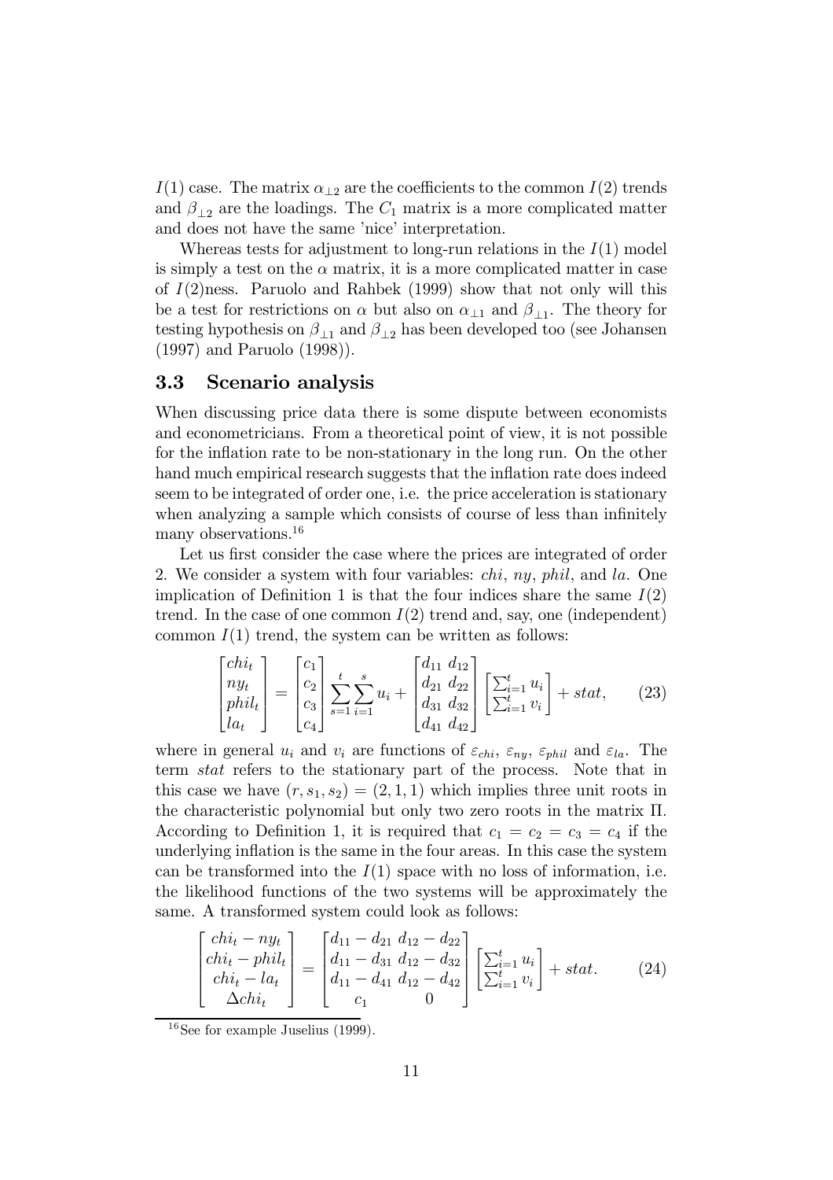$I(1)$ case. The matrix $\alpha_{\perp 2}$ are the coefficients to the common $I(2)$ trends and $\beta_{\perp 2}$ are the loadings. The $C_1$ matrix is a more complicated matter and does not have the same 'nice' interpretation.

Whereas tests for adjustment to long-run relations in the $I(1)$ model is simply a test on the $\alpha$ matrix, it is a more complicated matter in case of $I(2)$ness. Paruolo and Rahbek (1999) show that not only will this be a test for restrictions on $\alpha$ but also on $\alpha_{\perp 1}$ and $\beta_{\perp 1}$. The theory for testing hypothesis on $\beta_{\perp 1}$ and $\beta_{\perp 2}$ has been developed too (see Johansen (1997) and Paruolo (1998)).

### 3.3 Scenario analysis

When discussing price data there is some dispute between economists and econometricians. From a theoretical point of view, it is not possible for the inflation rate to be non-stationary in the long run. On the other hand much empirical research suggests that the inflation rate does indeed seem to be integrated of order one, i.e. the price acceleration is stationary when analyzing a sample which consists of course of less than infinitely many observations.[16]

Let us first consider the case where the prices are integrated of order 2. We consider a system with four variables: *chi*, *ny*, *phil*, and *la*. One implication of Definition 1 is that the four indices share the same $I(2)$ trend. In the case of one common $I(2)$ trend and, say, one (independent) common $I(1)$ trend, the system can be written as follows:

$$\begin{bmatrix} chi_t \\ ny_t \\ phil_t \\ la_t \end{bmatrix} = \begin{bmatrix} c_1 \\ c_2 \\ c_3 \\ c_4 \end{bmatrix} \sum_{s=1}^{t} \sum_{i=1}^{s} u_i + \begin{bmatrix} d_{11} & d_{12} \\ d_{21} & d_{22} \\ d_{31} & d_{32} \\ d_{41} & d_{42} \end{bmatrix} \begin{bmatrix} \sum_{i=1}^{t} u_i \\ \sum_{i=1}^{t} v_i \end{bmatrix} + stat, \tag{23}$$

where in general $u_i$ and $v_i$ are functions of $\varepsilon_{chi}$, $\varepsilon_{ny}$, $\varepsilon_{phil}$ and $\varepsilon_{la}$. The term *stat* refers to the stationary part of the process. Note that in this case we have $(r, s_1, s_2) = (2, 1, 1)$ which implies three unit roots in the characteristic polynomial but only two zero roots in the matrix $\Pi$. According to Definition 1, it is required that $c_1 = c_2 = c_3 = c_4$ if the underlying inflation is the same in the four areas. In this case the system can be transformed into the $I(1)$ space with no loss of information, i.e. the likelihood functions of the two systems will be approximately the same. A transformed system could look as follows:

$$\begin{bmatrix} chi_t - ny_t \\ chi_t - phil_t \\ chi_t - la_t \\ \Delta chi_t \end{bmatrix} = \begin{bmatrix} d_{11} - d_{21} & d_{12} - d_{22} \\ d_{11} - d_{31} & d_{12} - d_{32} \\ d_{11} - d_{41} & d_{12} - d_{42} \\ c_1 & 0 \end{bmatrix} \begin{bmatrix} \sum_{i=1}^{t} u_i \\ \sum_{i=1}^{t} v_i \end{bmatrix} + stat. \tag{24}$$

[16] See for example Juselius (1999).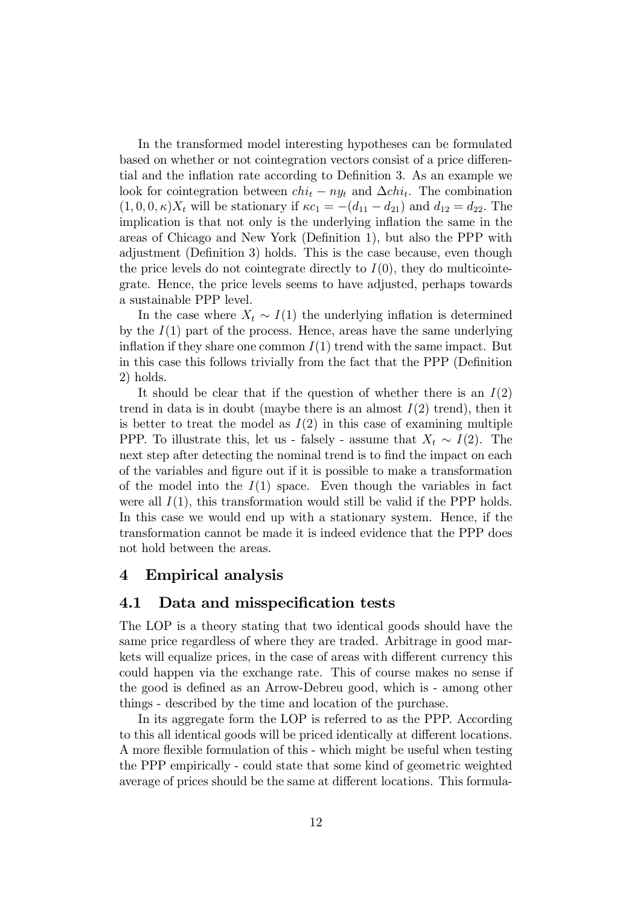In the transformed model interesting hypotheses can be formulated based on whether or not cointegration vectors consist of a price differential and the inflation rate according to Definition 3. As an example we look for cointegration between $chi_t - ny_t$ and $\Delta chi_t$. The combination $(1, 0, 0, \kappa)X_t$ will be stationary if $\kappa c_1 = -(d_{11} - d_{21})$ and $d_{12} = d_{22}$. The implication is that not only is the underlying inflation the same in the areas of Chicago and New York (Definition 1), but also the PPP with adjustment (Definition 3) holds. This is the case because, even though the price levels do not cointegrate directly to $I(0)$, they do multicointegrate. Hence, the price levels seems to have adjusted, perhaps towards a sustainable PPP level.

In the case where $X_t \sim I(1)$ the underlying inflation is determined by the $I(1)$ part of the process. Hence, areas have the same underlying inflation if they share one common $I(1)$ trend with the same impact. But in this case this follows trivially from the fact that the PPP (Definition 2) holds.

It should be clear that if the question of whether there is an $I(2)$ trend in data is in doubt (maybe there is an almost $I(2)$ trend), then it is better to treat the model as $I(2)$ in this case of examining multiple PPP. To illustrate this, let us - falsely - assume that $X_t \sim I(2)$. The next step after detecting the nominal trend is to find the impact on each of the variables and figure out if it is possible to make a transformation of the model into the $I(1)$ space. Even though the variables in fact were all $I(1)$, this transformation would still be valid if the PPP holds. In this case we would end up with a stationary system. Hence, if the transformation cannot be made it is indeed evidence that the PPP does not hold between the areas.

## 4 Empirical analysis

### 4.1 Data and misspecification tests

The LOP is a theory stating that two identical goods should have the same price regardless of where they are traded. Arbitrage in good markets will equalize prices, in the case of areas with different currency this could happen via the exchange rate. This of course makes no sense if the good is defined as an Arrow-Debreu good, which is - among other things - described by the time and location of the purchase.

In its aggregate form the LOP is referred to as the PPP. According to this all identical goods will be priced identically at different locations. A more flexible formulation of this - which might be useful when testing the PPP empirically - could state that some kind of geometric weighted average of prices should be the same at different locations. This formula-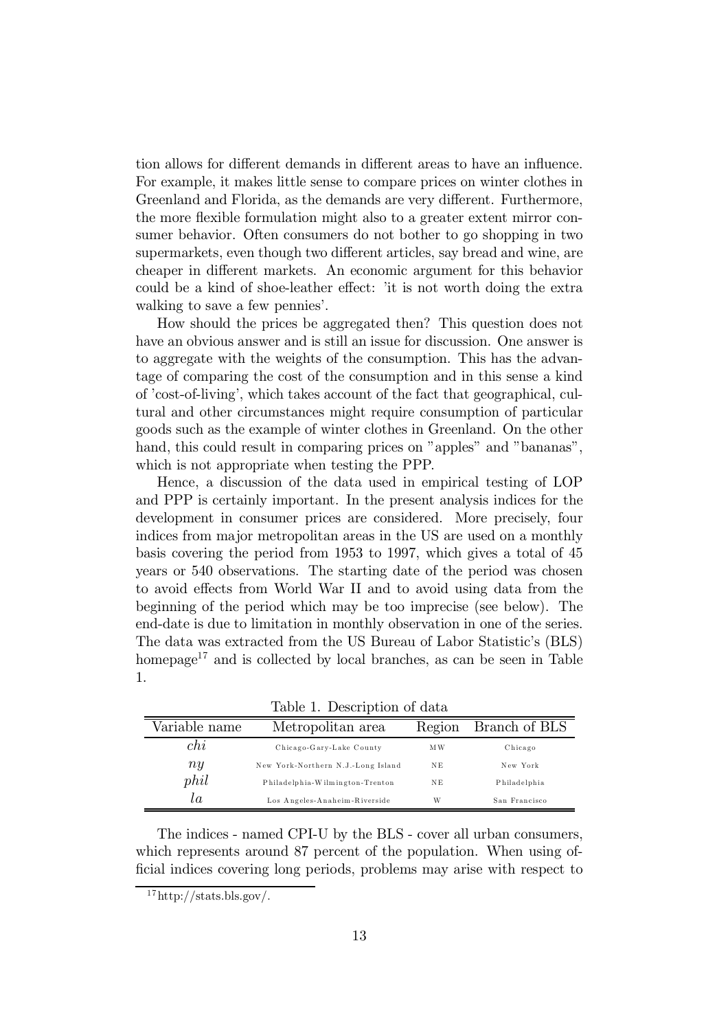tion allows for different demands in different areas to have an influence. For example, it makes little sense to compare prices on winter clothes in Greenland and Florida, as the demands are very different. Furthermore, the more flexible formulation might also to a greater extent mirror consumer behavior. Often consumers do not bother to go shopping in two supermarkets, even though two different articles, say bread and wine, are cheaper in different markets. An economic argument for this behavior could be a kind of shoe-leather effect: 'it is not worth doing the extra walking to save a few pennies'.

How should the prices be aggregated then? This question does not have an obvious answer and is still an issue for discussion. One answer is to aggregate with the weights of the consumption. This has the advantage of comparing the cost of the consumption and in this sense a kind of 'cost-of-living', which takes account of the fact that geographical, cultural and other circumstances might require consumption of particular goods such as the example of winter clothes in Greenland. On the other hand, this could result in comparing prices on "apples" and "bananas", which is not appropriate when testing the PPP.

Hence, a discussion of the data used in empirical testing of LOP and PPP is certainly important. In the present analysis indices for the development in consumer prices are considered. More precisely, four indices from major metropolitan areas in the US are used on a monthly basis covering the period from 1953 to 1997, which gives a total of 45 years or 540 observations. The starting date of the period was chosen to avoid effects from World War II and to avoid using data from the beginning of the period which may be too imprecise (see below). The end-date is due to limitation in monthly observation in one of the series. The data was extracted from the US Bureau of Labor Statistic's (BLS) homepage[17] and is collected by local branches, as can be seen in Table 1.

Table 1. Description of data

| Variable name | Metropolitan area | Region | Branch of BLS |
|---|---|---|---|
| $chi$ | Chicago-Gary-Lake County | MW | Chicago |
| $ny$ | New York-Northern N.J.-Long Island | NE | New York |
| $phil$ | Philadelphia-Wilmington-Trenton | NE | Philadelphia |
| $la$ | Los Angeles-Anaheim-Riverside | W | San Francisco |

The indices - named CPI-U by the BLS - cover all urban consumers, which represents around 87 percent of the population. When using official indices covering long periods, problems may arise with respect to

[17] http://stats.bls.gov/.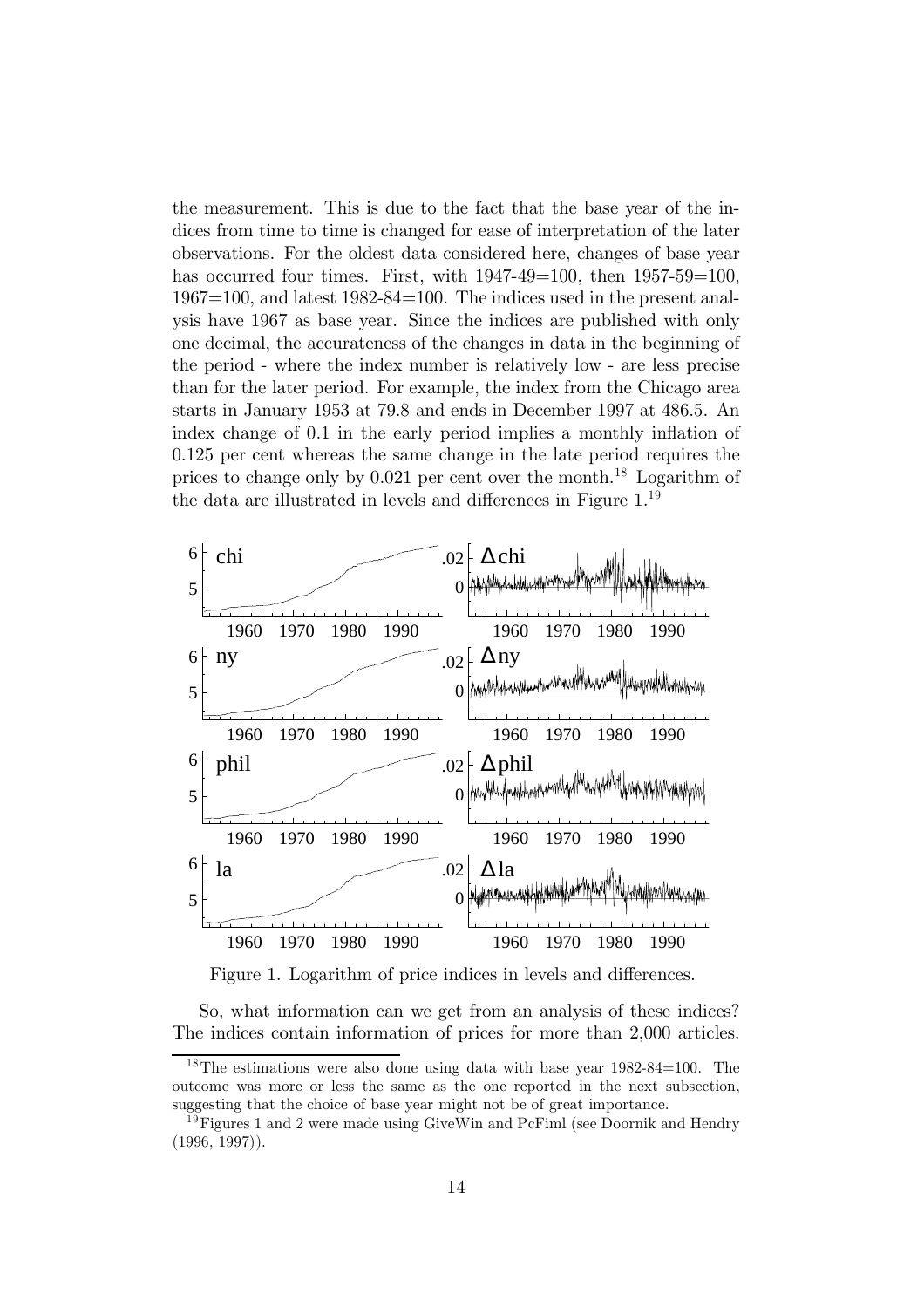the measurement. This is due to the fact that the base year of the indices from time to time is changed for ease of interpretation of the later observations. For the oldest data considered here, changes of base year has occurred four times. First, with 1947-49=100, then 1957-59=100, 1967=100, and latest 1982-84=100. The indices used in the present analysis have 1967 as base year. Since the indices are published with only one decimal, the accurateness of the changes in data in the beginning of the period - where the index number is relatively low - are less precise than for the later period. For example, the index from the Chicago area starts in January 1953 at 79.8 and ends in December 1997 at 486.5. An index change of 0.1 in the early period implies a monthly inflation of 0.125 per cent whereas the same change in the late period requires the prices to change only by 0.021 per cent over the month.[18] Logarithm of the data are illustrated in levels and differences in Figure 1.[19]

Figure 1. Logarithm of price indices in levels and differences.

So, what information can we get from an analysis of these indices? The indices contain information of prices for more than 2,000 articles.

[18] The estimations were also done using data with base year 1982-84=100. The outcome was more or less the same as the one reported in the next subsection, suggesting that the choice of base year might not be of great importance.

[19] Figures 1 and 2 were made using GiveWin and PcFiml (see Doornik and Hendry (1996, 1997)).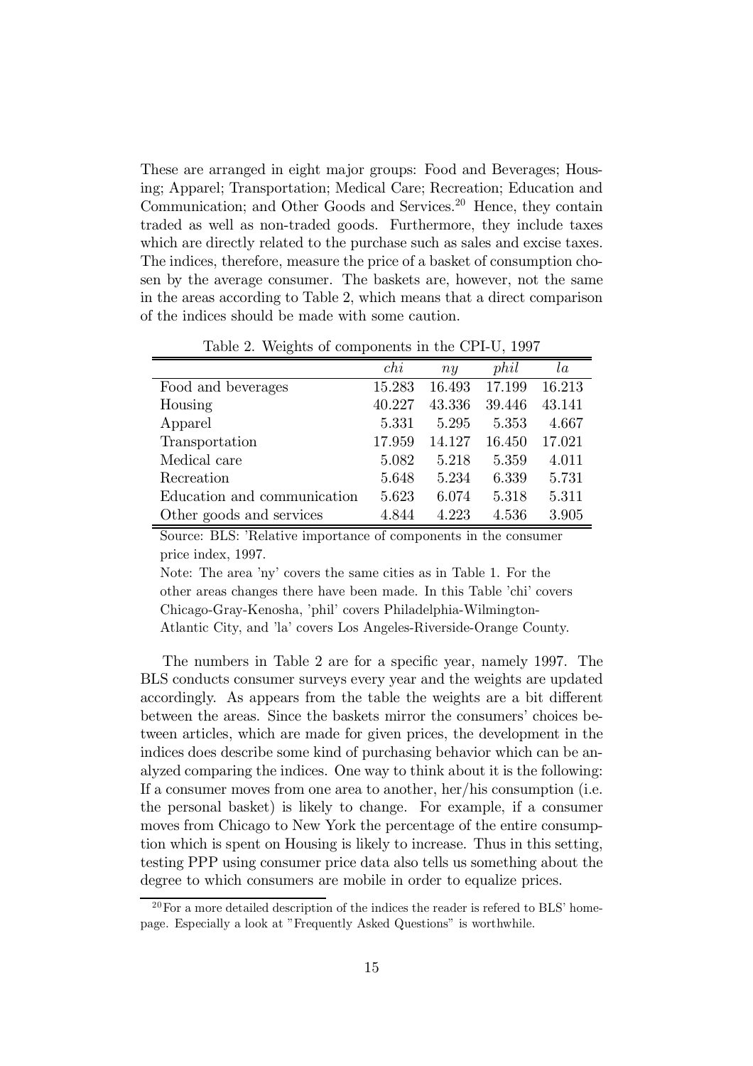These are arranged in eight major groups: Food and Beverages; Housing; Apparel; Transportation; Medical Care; Recreation; Education and Communication; and Other Goods and Services.[20] Hence, they contain traded as well as non-traded goods. Furthermore, they include taxes which are directly related to the purchase such as sales and excise taxes. The indices, therefore, measure the price of a basket of consumption chosen by the average consumer. The baskets are, however, not the same in the areas according to Table 2, which means that a direct comparison of the indices should be made with some caution.

Table 2. Weights of components in the CPI-U, 1997

| | *chi* | *ny* | *phil* | *la* |
|---|---|---|---|---|
| Food and beverages | 15.283 | 16.493 | 17.199 | 16.213 |
| Housing | 40.227 | 43.336 | 39.446 | 43.141 |
| Apparel | 5.331 | 5.295 | 5.353 | 4.667 |
| Transportation | 17.959 | 14.127 | 16.450 | 17.021 |
| Medical care | 5.082 | 5.218 | 5.359 | 4.011 |
| Recreation | 5.648 | 5.234 | 6.339 | 5.731 |
| Education and communication | 5.623 | 6.074 | 5.318 | 5.311 |
| Other goods and services | 4.844 | 4.223 | 4.536 | 3.905 |

Source: BLS: 'Relative importance of components in the consumer price index, 1997.

Note: The area 'ny' covers the same cities as in Table 1. For the other areas changes there have been made. In this Table 'chi' covers Chicago-Gray-Kenosha, 'phil' covers Philadelphia-Wilmington-Atlantic City, and 'la' covers Los Angeles-Riverside-Orange County.

The numbers in Table 2 are for a specific year, namely 1997. The BLS conducts consumer surveys every year and the weights are updated accordingly. As appears from the table the weights are a bit different between the areas. Since the baskets mirror the consumers' choices between articles, which are made for given prices, the development in the indices does describe some kind of purchasing behavior which can be analyzed comparing the indices. One way to think about it is the following: If a consumer moves from one area to another, her/his consumption (i.e. the personal basket) is likely to change. For example, if a consumer moves from Chicago to New York the percentage of the entire consumption which is spent on Housing is likely to increase. Thus in this setting, testing PPP using consumer price data also tells us something about the degree to which consumers are mobile in order to equalize prices.

[20] For a more detailed description of the indices the reader is refered to BLS' homepage. Especially a look at "Frequently Asked Questions" is worthwhile.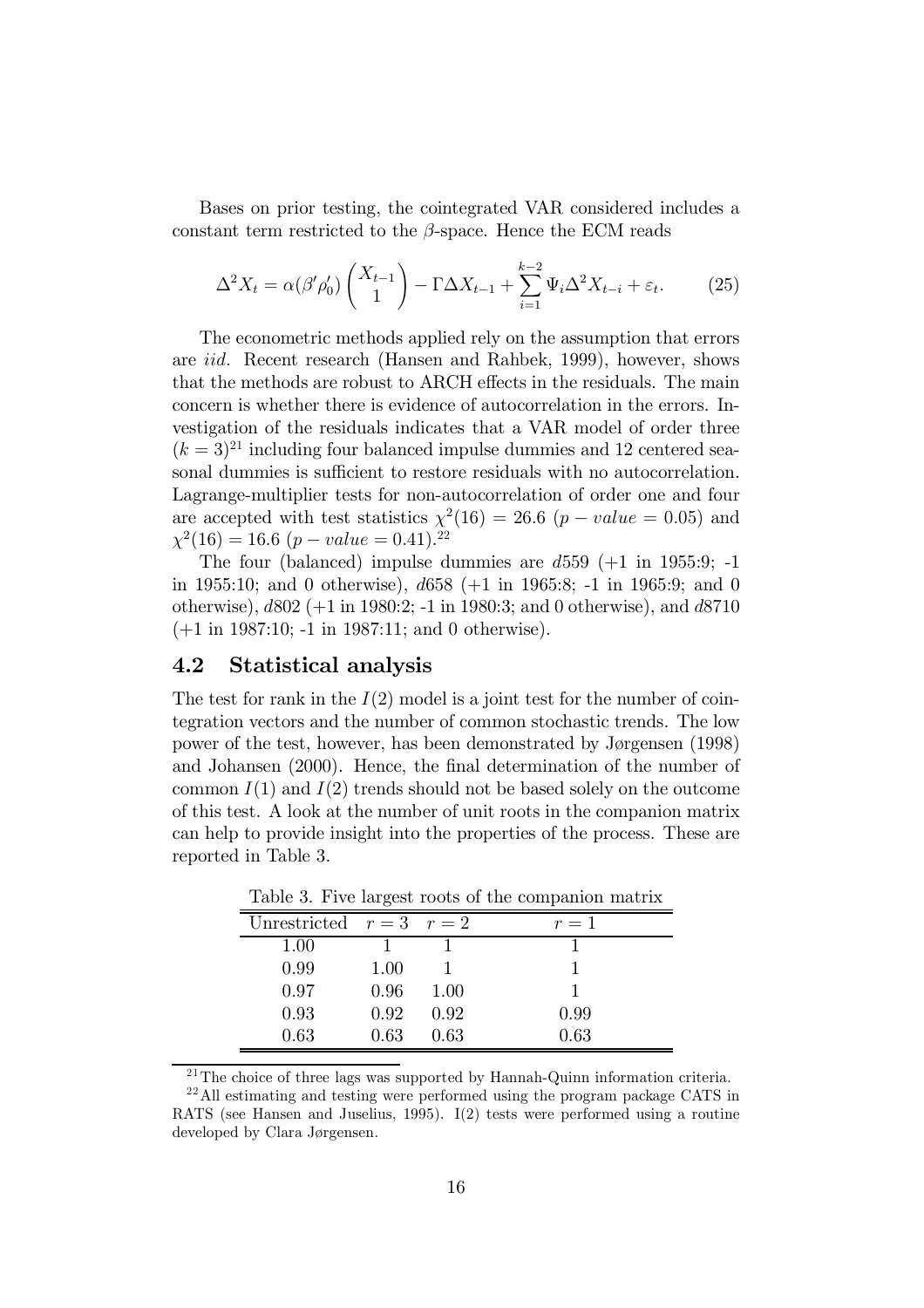Bases on prior testing, the cointegrated VAR considered includes a constant term restricted to the $\beta$-space. Hence the ECM reads

$$\Delta^2 X_t = \alpha(\beta' \rho_0') \begin{pmatrix} X_{t-1} \\ 1 \end{pmatrix} - \Gamma \Delta X_{t-1} + \sum_{i=1}^{k-2} \Psi_i \Delta^2 X_{t-i} + \varepsilon_t. \tag{25}$$

The econometric methods applied rely on the assumption that errors are *iid*. Recent research (Hansen and Rahbek, 1999), however, shows that the methods are robust to ARCH effects in the residuals. The main concern is whether there is evidence of autocorrelation in the errors. Investigation of the residuals indicates that a VAR model of order three $(k = 3)$[21] including four balanced impulse dummies and 12 centered seasonal dummies is sufficient to restore residuals with no autocorrelation. Lagrange-multiplier tests for non-autocorrelation of order one and four are accepted with test statistics $\chi^2(16) = 26.6$ $(p - value = 0.05)$ and $\chi^2(16) = 16.6$ $(p - value = 0.41)$.[22]

The four (balanced) impulse dummies are $d559$ (+1 in 1955:9; -1 in 1955:10; and 0 otherwise), $d658$ (+1 in 1965:8; -1 in 1965:9; and 0 otherwise), $d802$ (+1 in 1980:2; -1 in 1980:3; and 0 otherwise), and $d8710$ (+1 in 1987:10; -1 in 1987:11; and 0 otherwise).

## 4.2 Statistical analysis

The test for rank in the $I(2)$ model is a joint test for the number of cointegration vectors and the number of common stochastic trends. The low power of the test, however, has been demonstrated by Jørgensen (1998) and Johansen (2000). Hence, the final determination of the number of common $I(1)$ and $I(2)$ trends should not be based solely on the outcome of this test. A look at the number of unit roots in the companion matrix can help to provide insight into the properties of the process. These are reported in Table 3.

Table 3. Five largest roots of the companion matrix

| Unrestricted | $r = 3$ | $r = 2$ | $r = 1$ |
|---|---|---|---|
| 1.00 | 1 | 1 | 1 |
| 0.99 | 1.00 | 1 | 1 |
| 0.97 | 0.96 | 1.00 | 1 |
| 0.93 | 0.92 | 0.92 | 0.99 |
| 0.63 | 0.63 | 0.63 | 0.63 |

[21] The choice of three lags was supported by Hannah-Quinn information criteria.

[22] All estimating and testing were performed using the program package CATS in RATS (see Hansen and Juselius, 1995). I(2) tests were performed using a routine developed by Clara Jørgensen.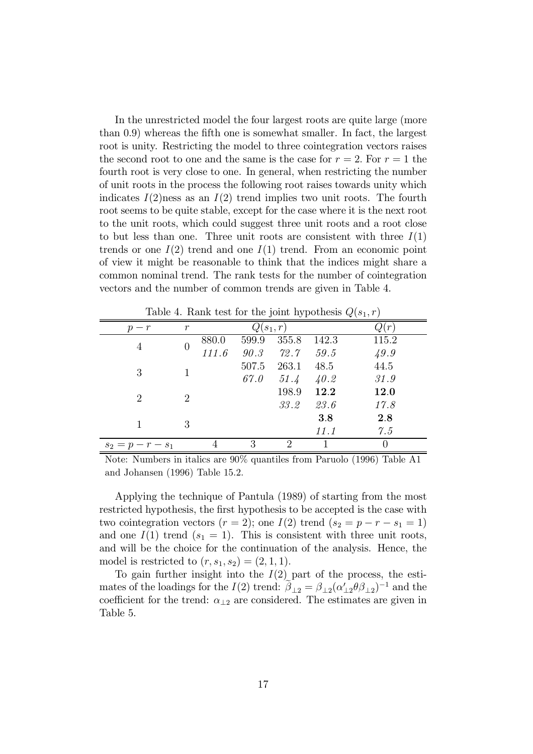In the unrestricted model the four largest roots are quite large (more than 0.9) whereas the fifth one is somewhat smaller. In fact, the largest root is unity. Restricting the model to three cointegration vectors raises the second root to one and the same is the case for $r = 2$. For $r = 1$ the fourth root is very close to one. In general, when restricting the number of unit roots in the process the following root raises towards unity which indicates $I(2)$ness as an $I(2)$ trend implies two unit roots. The fourth root seems to be quite stable, except for the case where it is the next root to the unit roots, which could suggest three unit roots and a root close to but less than one. Three unit roots are consistent with three $I(1)$ trends or one $I(2)$ trend and one $I(1)$ trend. From an economic point of view it might be reasonable to think that the indices might share a common nominal trend. The rank tests for the number of cointegration vectors and the number of common trends are given in Table 4.

Table 4. Rank test for the joint hypothesis $Q(s_1, r)$

| $p - r$ | $r$ | $Q(s_1, r)$ | | | | $Q(r)$ |
|---|---|---|---|---|---|---|
| 4 | 0 | 880.0 | 599.9 | 355.8 | 142.3 | 115.2 |
| | | *111.6* | *90.3* | *72.7* | *59.5* | *49.9* |
| 3 | 1 | | 507.5 | 263.1 | 48.5 | 44.5 |
| | | | *67.0* | *51.4* | *40.2* | *31.9* |
| 2 | 2 | | | 198.9 | **12.2** | **12.0** |
| | | | | *33.2* | *23.6* | *17.8* |
| 1 | 3 | | | | **3.8** | **2.8** |
| | | | | | *11.1* | *7.5* |
| $s_2 = p - r - s_1$ | | 4 | 3 | 2 | 1 | 0 |

Note: Numbers in italics are 90% quantiles from Paruolo (1996) Table A1 and Johansen (1996) Table 15.2.

Applying the technique of Pantula (1989) of starting from the most restricted hypothesis, the first hypothesis to be accepted is the case with two cointegration vectors ($r = 2$); one $I(2)$ trend ($s_2 = p - r - s_1 = 1$) and one $I(1)$ trend ($s_1 = 1$). This is consistent with three unit roots, and will be the choice for the continuation of the analysis. Hence, the model is restricted to $(r, s_1, s_2) = (2, 1, 1)$.

To gain further insight into the $I(2)$ part of the process, the estimates of the loadings for the $I(2)$ trend: $\widetilde{\beta}_{\perp 2} = \beta_{\perp 2}(\alpha'_{\perp 2}\theta\beta_{\perp 2})^{-1}$ and the coefficient for the trend: $\alpha_{\perp 2}$ are considered. The estimates are given in Table 5.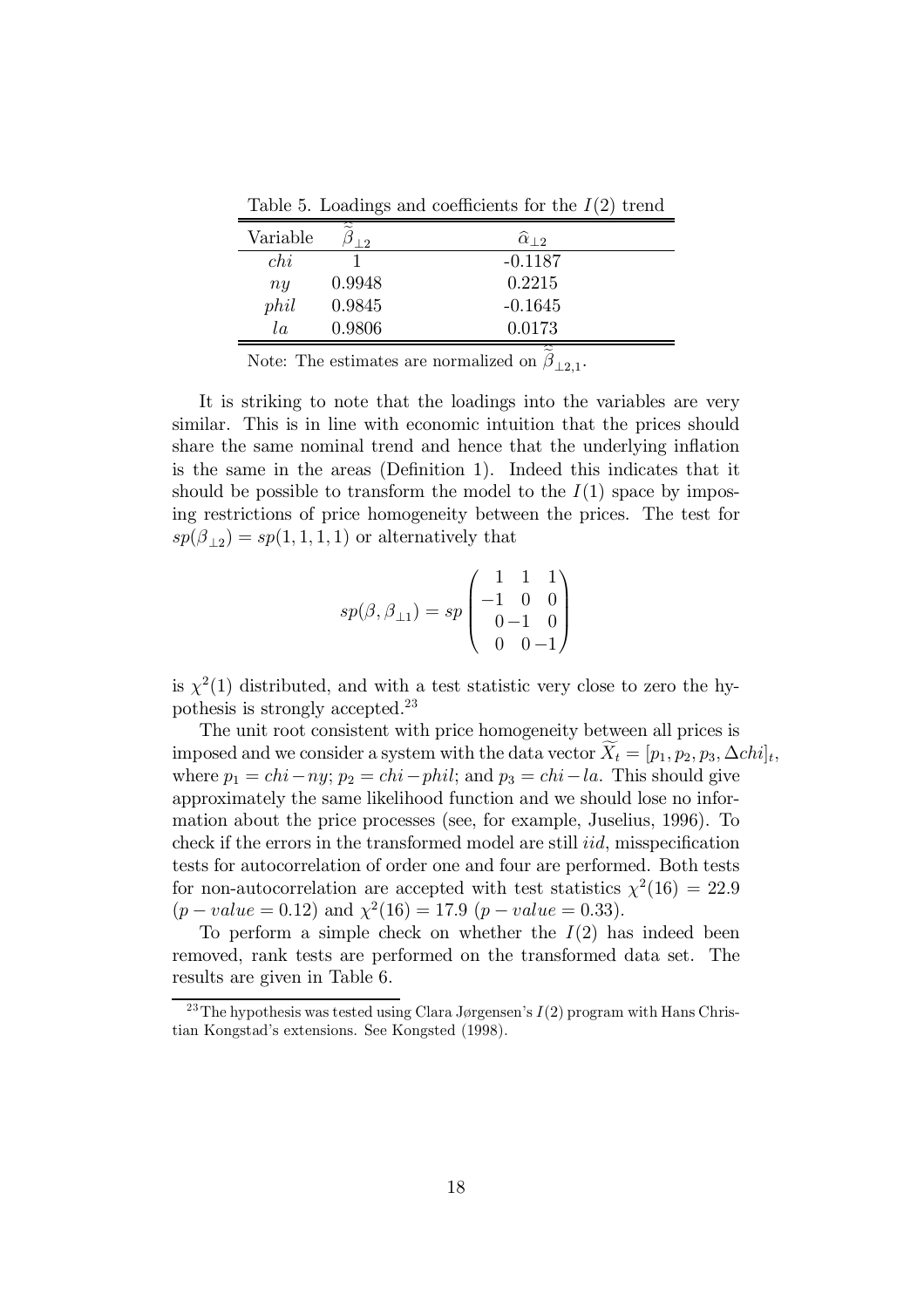Table 5. Loadings and coefficients for the $I(2)$ trend

| Variable | $\widetilde{\widetilde{\beta}}_{\perp 2}$ | $\widehat{\alpha}_{\perp 2}$ |
|---|---|---|
| $chi$ | 1 | -0.1187 |
| $ny$ | 0.9948 | 0.2215 |
| $phil$ | 0.9845 | -0.1645 |
| $la$ | 0.9806 | 0.0173 |

Note: The estimates are normalized on $\widetilde{\widetilde{\beta}}_{\perp 2,1}$.

It is striking to note that the loadings into the variables are very similar. This is in line with economic intuition that the prices should share the same nominal trend and hence that the underlying inflation is the same in the areas (Definition 1). Indeed this indicates that it should be possible to transform the model to the $I(1)$ space by imposing restrictions of price homogeneity between the prices. The test for $sp(\beta_{\perp 2}) = sp(1,1,1,1)$ or alternatively that

$$sp(\beta, \beta_{\perp 1}) = sp \begin{pmatrix} 1 & 1 & 1 \\ -1 & 0 & 0 \\ 0 & -1 & 0 \\ 0 & 0 & -1 \end{pmatrix}$$

is $\chi^2(1)$ distributed, and with a test statistic very close to zero the hypothesis is strongly accepted.[23]

The unit root consistent with price homogeneity between all prices is imposed and we consider a system with the data vector $\widetilde{X}_t = [p_1, p_2, p_3, \Delta chi]_t$, where $p_1 = chi - ny$; $p_2 = chi - phil$; and $p_3 = chi - la$. This should give approximately the same likelihood function and we should lose no information about the price processes (see, for example, Juselius, 1996). To check if the errors in the transformed model are still *iid*, misspecification tests for autocorrelation of order one and four are performed. Both tests for non-autocorrelation are accepted with test statistics $\chi^2(16) = 22.9$ $(p - value = 0.12)$ and $\chi^2(16) = 17.9$ $(p - value = 0.33)$.

To perform a simple check on whether the $I(2)$ has indeed been removed, rank tests are performed on the transformed data set. The results are given in Table 6.

[23] The hypothesis was tested using Clara Jørgensen's $I(2)$ program with Hans Christian Kongstad's extensions. See Kongsted (1998).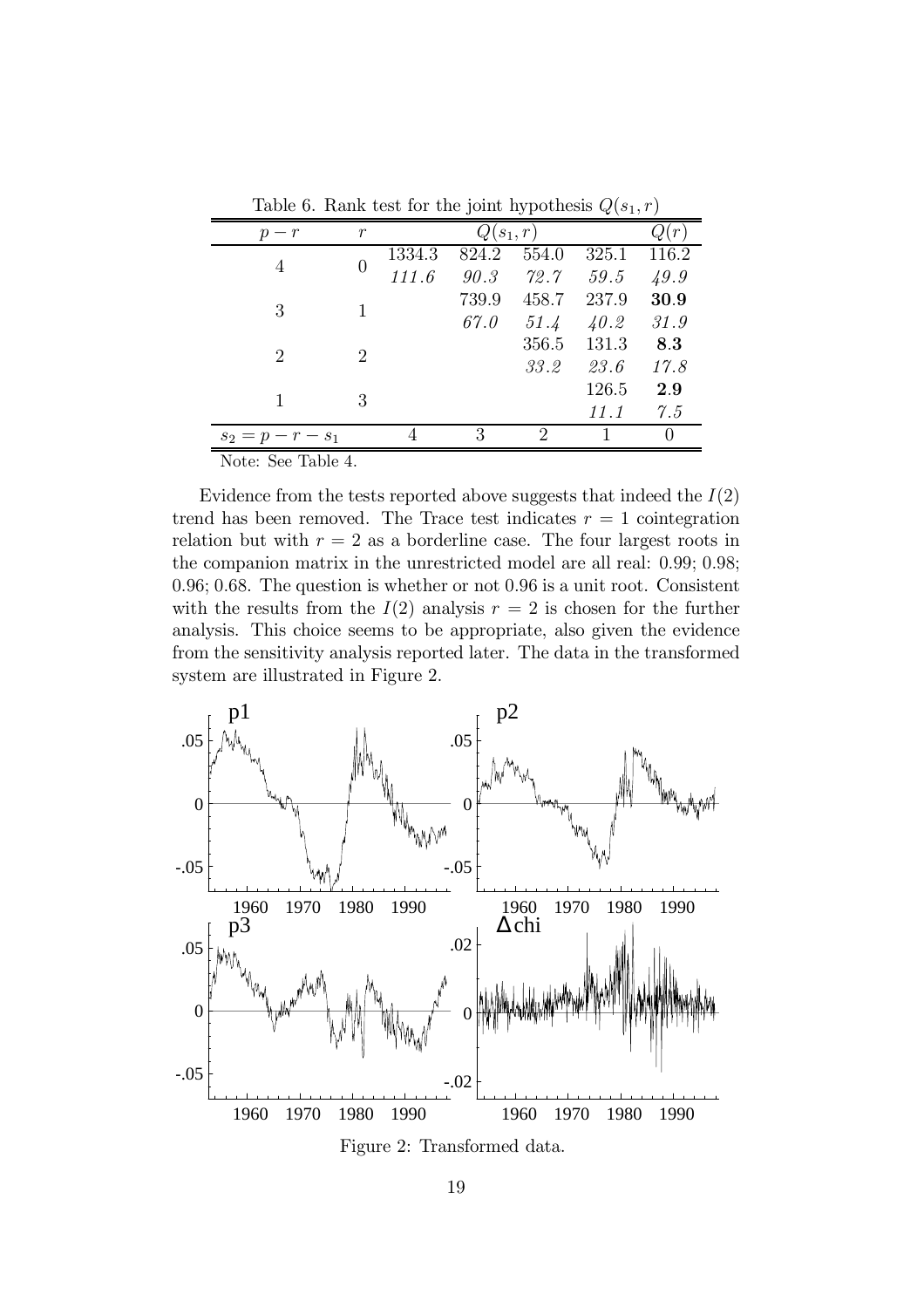Table 6. Rank test for the joint hypothesis $Q(s_1, r)$

| $p-r$ | $r$ | $Q(s_1,r)$ | | | | $Q(r)$ |
|---|---|---|---|---|---|---|
| 4 | 0 | 1334.3 | 824.2 | 554.0 | 325.1 | 116.2 |
| | | *111.6* | *90.3* | *72.7* | *59.5* | *49.9* |
| 3 | 1 | | 739.9 | 458.7 | 237.9 | **30.9** |
| | | | *67.0* | *51.4* | *40.2* | *31.9* |
| 2 | 2 | | | 356.5 | 131.3 | **8.3** |
| | | | | *33.2* | *23.6* | *17.8* |
| 1 | 3 | | | | 126.5 | **2.9** |
| | | | | | *11.1* | *7.5* |
| $s_2 = p - r - s_1$ | | 4 | 3 | 2 | 1 | 0 |

Note: See Table 4.

Evidence from the tests reported above suggests that indeed the $I(2)$ trend has been removed. The Trace test indicates $r = 1$ cointegration relation but with $r = 2$ as a borderline case. The four largest roots in the companion matrix in the unrestricted model are all real: 0.99; 0.98; 0.96; 0.68. The question is whether or not 0.96 is a unit root. Consistent with the results from the $I(2)$ analysis $r = 2$ is chosen for the further analysis. This choice seems to be appropriate, also given the evidence from the sensitivity analysis reported later. The data in the transformed system are illustrated in Figure 2.

Figure 2: Transformed data.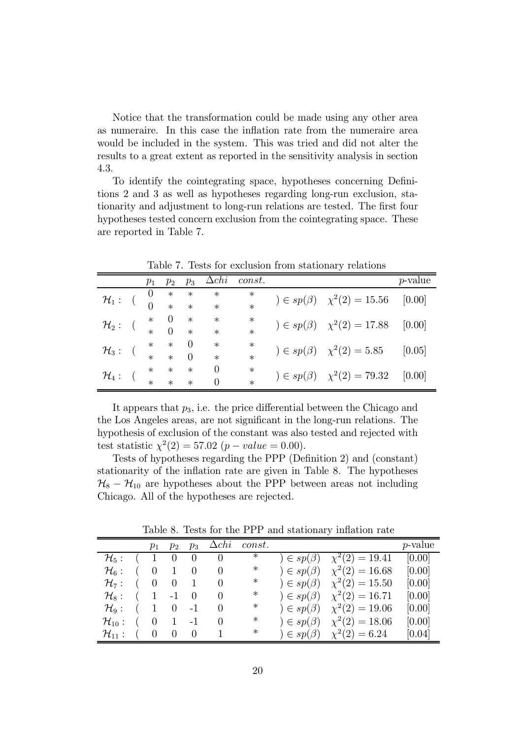Notice that the transformation could be made using any other area as numeraire. In this case the inflation rate from the numeraire area would be included in the system. This was tried and did not alter the results to a great extent as reported in the sensitivity analysis in section 4.3.

To identify the cointegrating space, hypotheses concerning Definitions 2 and 3 as well as hypotheses regarding long-run exclusion, stationarity and adjustment to long-run relations are tested. The first four hypotheses tested concern exclusion from the cointegrating space. These are reported in Table 7.

Table 7. Tests for exclusion from stationary relations

| | $p_1$ | $p_2$ | $p_3$ | $\Delta chi$ | $const.$ | | | $p$-value |
|---|---|---|---|---|---|---|---|---|
| $\mathcal{H}_1$ : ( | 0<br>0 | *<br>* | *<br>* | *<br>* | *<br>* | ) $\in sp(\beta)$ | $\chi^2(2) = 15.56$ | [0.00] |
| $\mathcal{H}_2$ : ( | *<br>* | 0<br>0 | *<br>* | *<br>* | *<br>* | ) $\in sp(\beta)$ | $\chi^2(2) = 17.88$ | [0.00] |
| $\mathcal{H}_3$ : ( | *<br>* | *<br>* | 0<br>0 | *<br>* | *<br>* | ) $\in sp(\beta)$ | $\chi^2(2) = 5.85$ | [0.05] |
| $\mathcal{H}_4$ : ( | *<br>* | *<br>* | *<br>* | 0<br>0 | *<br>* | ) $\in sp(\beta)$ | $\chi^2(2) = 79.32$ | [0.00] |

It appears that $p_3$, i.e. the price differential between the Chicago and the Los Angeles areas, are not significant in the long-run relations. The hypothesis of exclusion of the constant was also tested and rejected with test statistic $\chi^2(2) = 57.02$ ($p - value = 0.00$).

Tests of hypotheses regarding the PPP (Definition 2) and (constant) stationarity of the inflation rate are given in Table 8. The hypotheses $\mathcal{H}_8 - \mathcal{H}_{10}$ are hypotheses about the PPP between areas not including Chicago. All of the hypotheses are rejected.

Table 8. Tests for the PPP and stationary inflation rate

| | $p_1$ | $p_2$ | $p_3$ | $\Delta chi$ | $const.$ | | | $p$-value |
|---|---|---|---|---|---|---|---|---|
| $\mathcal{H}_5$ : ( | 1 | 0 | 0 | 0 | * | ) $\in sp(\beta)$ | $\chi^2(2) = 19.41$ | [0.00] |
| $\mathcal{H}_6$ : ( | 0 | 1 | 0 | 0 | * | ) $\in sp(\beta)$ | $\chi^2(2) = 16.68$ | [0.00] |
| $\mathcal{H}_7$ : ( | 0 | 0 | 1 | 0 | * | ) $\in sp(\beta)$ | $\chi^2(2) = 15.50$ | [0.00] |
| $\mathcal{H}_8$ : ( | 1 | -1 | 0 | 0 | * | ) $\in sp(\beta)$ | $\chi^2(2) = 16.71$ | [0.00] |
| $\mathcal{H}_9$ : ( | 1 | 0 | -1 | 0 | * | ) $\in sp(\beta)$ | $\chi^2(2) = 19.06$ | [0.00] |
| $\mathcal{H}_{10}$ : ( | 0 | 1 | -1 | 0 | * | ) $\in sp(\beta)$ | $\chi^2(2) = 18.06$ | [0.00] |
| $\mathcal{H}_{11}$ : ( | 0 | 0 | 0 | 1 | * | ) $\in sp(\beta)$ | $\chi^2(2) = 6.24$ | [0.04] |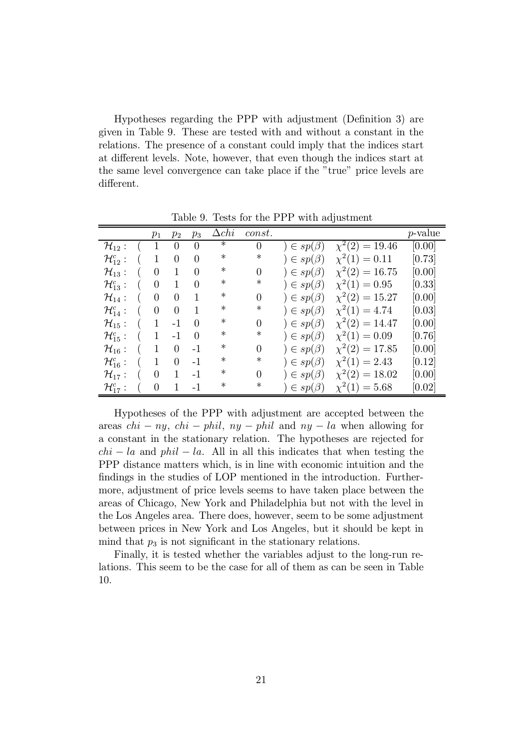Hypotheses regarding the PPP with adjustment (Definition 3) are given in Table 9. These are tested with and without a constant in the relations. The presence of a constant could imply that the indices start at different levels. Note, however, that even though the indices start at the same level convergence can take place if the "true" price levels are different.

Table 9. Tests for the PPP with adjustment

| | | $p_1$ | $p_2$ | $p_3$ | $\Delta chi$ | $const.$ | | | $p$-value |
|---|---|---|---|---|---|---|---|---|---|
| $\mathcal{H}_{12}:$ | ( | 1 | 0 | 0 | * | 0 | ) $\in sp(\beta)$ | $\chi^2(2) = 19.46$ | [0.00] |
| $\mathcal{H}_{12}^c:$ | ( | 1 | 0 | 0 | * | * | ) $\in sp(\beta)$ | $\chi^2(1) = 0.11$ | [0.73] |
| $\mathcal{H}_{13}:$ | ( | 0 | 1 | 0 | * | 0 | ) $\in sp(\beta)$ | $\chi^2(2) = 16.75$ | [0.00] |
| $\mathcal{H}_{13}^c:$ | ( | 0 | 1 | 0 | * | * | ) $\in sp(\beta)$ | $\chi^2(1) = 0.95$ | [0.33] |
| $\mathcal{H}_{14}:$ | ( | 0 | 0 | 1 | * | 0 | ) $\in sp(\beta)$ | $\chi^2(2) = 15.27$ | [0.00] |
| $\mathcal{H}_{14}^c:$ | ( | 0 | 0 | 1 | * | * | ) $\in sp(\beta)$ | $\chi^2(1) = 4.74$ | [0.03] |
| $\mathcal{H}_{15}:$ | ( | 1 | -1 | 0 | * | 0 | ) $\in sp(\beta)$ | $\chi^2(2) = 14.47$ | [0.00] |
| $\mathcal{H}_{15}^c:$ | ( | 1 | -1 | 0 | * | * | ) $\in sp(\beta)$ | $\chi^2(1) = 0.09$ | [0.76] |
| $\mathcal{H}_{16}:$ | ( | 1 | 0 | -1 | * | 0 | ) $\in sp(\beta)$ | $\chi^2(2) = 17.85$ | [0.00] |
| $\mathcal{H}_{16}^c:$ | ( | 1 | 0 | -1 | * | * | ) $\in sp(\beta)$ | $\chi^2(1) = 2.43$ | [0.12] |
| $\mathcal{H}_{17}:$ | ( | 0 | 1 | -1 | * | 0 | ) $\in sp(\beta)$ | $\chi^2(2) = 18.02$ | [0.00] |
| $\mathcal{H}_{17}^c:$ | ( | 0 | 1 | -1 | * | * | ) $\in sp(\beta)$ | $\chi^2(1) = 5.68$ | [0.02] |

Hypotheses of the PPP with adjustment are accepted between the areas $chi - ny$, $chi - phil$, $ny - phil$ and $ny - la$ when allowing for a constant in the stationary relation. The hypotheses are rejected for $chi - la$ and $phil - la$. All in all this indicates that when testing the PPP distance matters which, is in line with economic intuition and the findings in the studies of LOP mentioned in the introduction. Furthermore, adjustment of price levels seems to have taken place between the areas of Chicago, New York and Philadelphia but not with the level in the Los Angeles area. There does, however, seem to be some adjustment between prices in New York and Los Angeles, but it should be kept in mind that $p_3$ is not significant in the stationary relations.

Finally, it is tested whether the variables adjust to the long-run relations. This seem to be the case for all of them as can be seen in Table 10.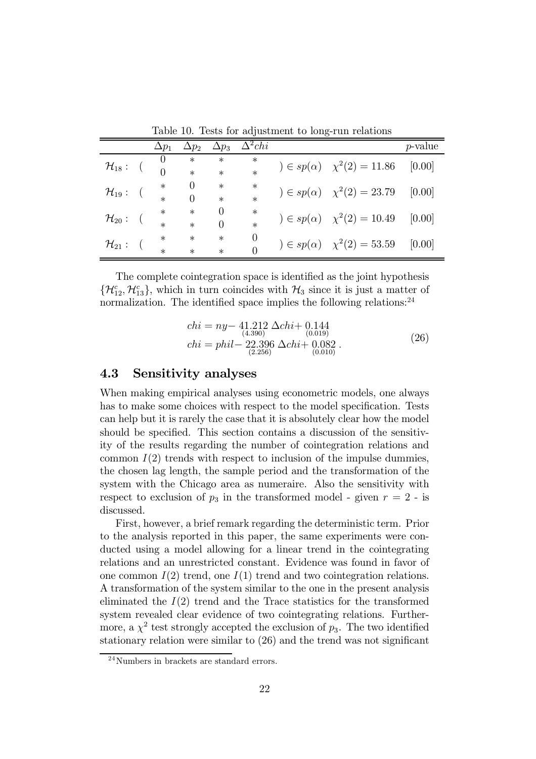Table 10. Tests for adjustment to long-run relations

| | $\Delta p_1$ | $\Delta p_2$ | $\Delta p_3$ | $\Delta^2 chi$ | | | $p$-value |
|---|---|---|---|---|---|---|---|
| $\mathcal{H}_{18}:$ ( | 0 | * | * | * | ) $\in sp(\alpha)$ | $\chi^2(2) = 11.86$ | [0.00] |
| | 0 | * | * | * | | | |
| $\mathcal{H}_{19}:$ ( | * | 0 | * | * | ) $\in sp(\alpha)$ | $\chi^2(2) = 23.79$ | [0.00] |
| | * | 0 | * | * | | | |
| $\mathcal{H}_{20}:$ ( | * | * | 0 | * | ) $\in sp(\alpha)$ | $\chi^2(2) = 10.49$ | [0.00] |
| | * | * | 0 | * | | | |
| $\mathcal{H}_{21}:$ ( | * | * | * | 0 | ) $\in sp(\alpha)$ | $\chi^2(2) = 53.59$ | [0.00] |
| | * | * | * | 0 | | | |

The complete cointegration space is identified as the joint hypothesis $\{\mathcal{H}_{12}^c, \mathcal{H}_{13}^c\}$, which in turn coincides with $\mathcal{H}_3$ since it is just a matter of normalization. The identified space implies the following relations:[24]

$$
\begin{aligned}
chi &= ny - \underset{(4.390)}{41.212}\, \Delta chi + \underset{(0.019)}{0.144} \\
chi &= phil - \underset{(2.256)}{22.396}\, \Delta chi + \underset{(0.010)}{0.082}\,.
\end{aligned}
\tag{26}
$$

## 4.3 Sensitivity analyses

When making empirical analyses using econometric models, one always has to make some choices with respect to the model specification. Tests can help but it is rarely the case that it is absolutely clear how the model should be specified. This section contains a discussion of the sensitivity of the results regarding the number of cointegration relations and common $I(2)$ trends with respect to inclusion of the impulse dummies, the chosen lag length, the sample period and the transformation of the system with the Chicago area as numeraire. Also the sensitivity with respect to exclusion of $p_3$ in the transformed model - given $r = 2$ - is discussed.

First, however, a brief remark regarding the deterministic term. Prior to the analysis reported in this paper, the same experiments were conducted using a model allowing for a linear trend in the cointegrating relations and an unrestricted constant. Evidence was found in favor of one common $I(2)$ trend, one $I(1)$ trend and two cointegration relations. A transformation of the system similar to the one in the present analysis eliminated the $I(2)$ trend and the Trace statistics for the transformed system revealed clear evidence of two cointegrating relations. Furthermore, a $\chi^2$ test strongly accepted the exclusion of $p_3$. The two identified stationary relation were similar to (26) and the trend was not significant

[24] Numbers in brackets are standard errors.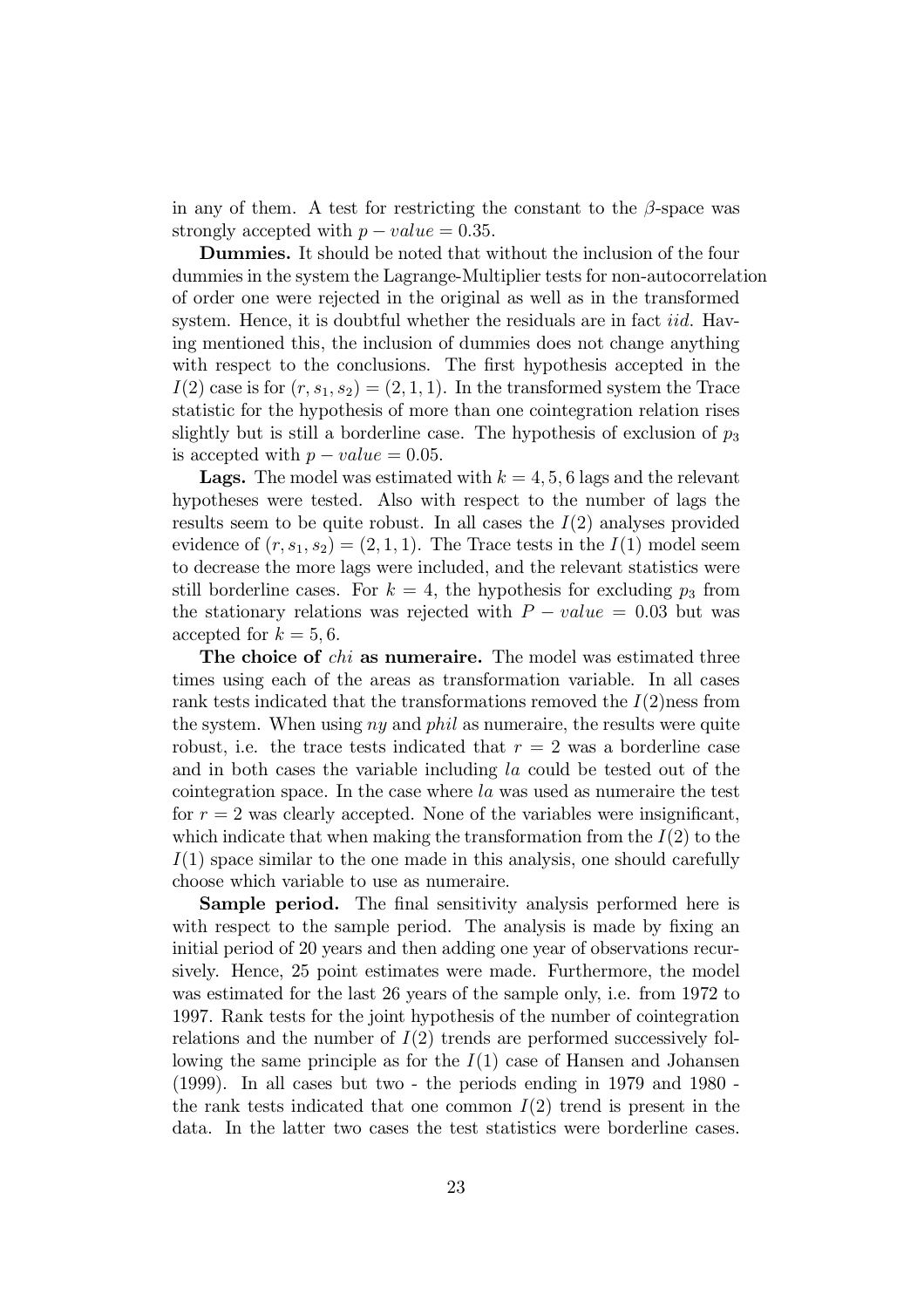in any of them. A test for restricting the constant to the $\beta$-space was strongly accepted with $p - value = 0.35$.

**Dummies.** It should be noted that without the inclusion of the four dummies in the system the Lagrange-Multiplier tests for non-autocorrelation of order one were rejected in the original as well as in the transformed system. Hence, it is doubtful whether the residuals are in fact *iid*. Having mentioned this, the inclusion of dummies does not change anything with respect to the conclusions. The first hypothesis accepted in the $I(2)$ case is for $(r, s_1, s_2) = (2, 1, 1)$. In the transformed system the Trace statistic for the hypothesis of more than one cointegration relation rises slightly but is still a borderline case. The hypothesis of exclusion of $p_3$ is accepted with $p - value = 0.05$.

**Lags.** The model was estimated with $k = 4, 5, 6$ lags and the relevant hypotheses were tested. Also with respect to the number of lags the results seem to be quite robust. In all cases the $I(2)$ analyses provided evidence of $(r, s_1, s_2) = (2, 1, 1)$. The Trace tests in the $I(1)$ model seem to decrease the more lags were included, and the relevant statistics were still borderline cases. For $k = 4$, the hypothesis for excluding $p_3$ from the stationary relations was rejected with $P - value = 0.03$ but was accepted for $k = 5, 6$.

**The choice of *chi* as numeraire.** The model was estimated three times using each of the areas as transformation variable. In all cases rank tests indicated that the transformations removed the $I(2)$ness from the system. When using *ny* and *phil* as numeraire, the results were quite robust, i.e. the trace tests indicated that $r = 2$ was a borderline case and in both cases the variable including *la* could be tested out of the cointegration space. In the case where *la* was used as numeraire the test for $r = 2$ was clearly accepted. None of the variables were insignificant, which indicate that when making the transformation from the $I(2)$ to the $I(1)$ space similar to the one made in this analysis, one should carefully choose which variable to use as numeraire.

**Sample period.** The final sensitivity analysis performed here is with respect to the sample period. The analysis is made by fixing an initial period of 20 years and then adding one year of observations recursively. Hence, 25 point estimates were made. Furthermore, the model was estimated for the last 26 years of the sample only, i.e. from 1972 to 1997. Rank tests for the joint hypothesis of the number of cointegration relations and the number of $I(2)$ trends are performed successively following the same principle as for the $I(1)$ case of Hansen and Johansen (1999). In all cases but two - the periods ending in 1979 and 1980 - the rank tests indicated that one common $I(2)$ trend is present in the data. In the latter two cases the test statistics were borderline cases.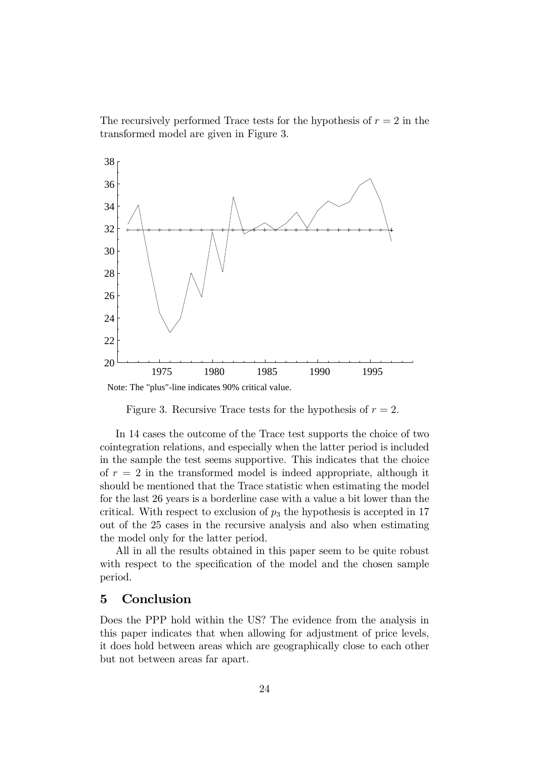The recursively performed Trace tests for the hypothesis of $r = 2$ in the transformed model are given in Figure 3.

Note: The "plus"-line indicates 90% critical value.

Figure 3. Recursive Trace tests for the hypothesis of $r = 2$.

In 14 cases the outcome of the Trace test supports the choice of two cointegration relations, and especially when the latter period is included in the sample the test seems supportive. This indicates that the choice of $r = 2$ in the transformed model is indeed appropriate, although it should be mentioned that the Trace statistic when estimating the model for the last 26 years is a borderline case with a value a bit lower than the critical. With respect to exclusion of $p_3$ the hypothesis is accepted in 17 out of the 25 cases in the recursive analysis and also when estimating the model only for the latter period.

All in all the results obtained in this paper seem to be quite robust with respect to the specification of the model and the chosen sample period.

## 5 Conclusion

Does the PPP hold within the US? The evidence from the analysis in this paper indicates that when allowing for adjustment of price levels, it does hold between areas which are geographically close to each other but not between areas far apart.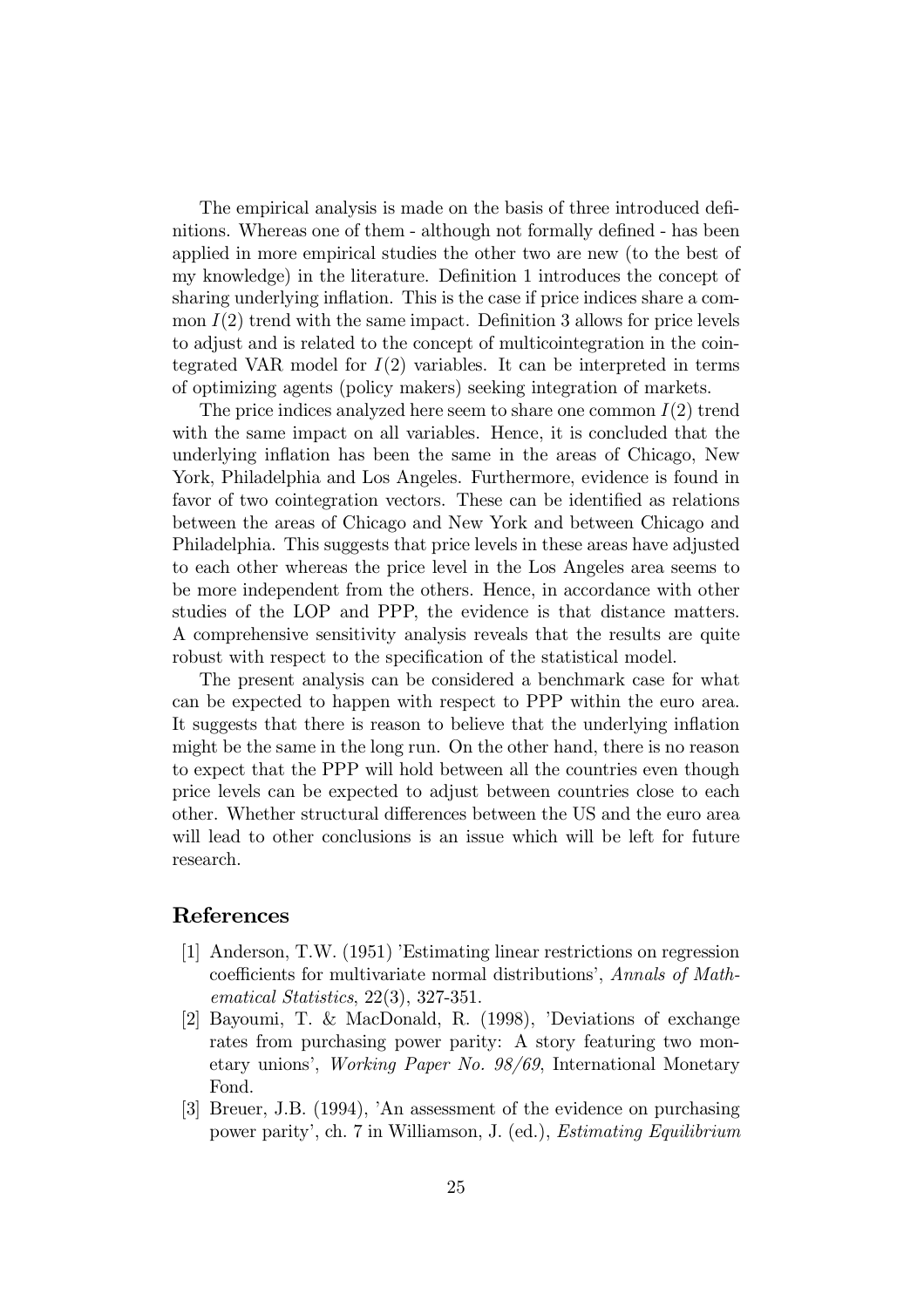The empirical analysis is made on the basis of three introduced definitions. Whereas one of them - although not formally defined - has been applied in more empirical studies the other two are new (to the best of my knowledge) in the literature. Definition 1 introduces the concept of sharing underlying inflation. This is the case if price indices share a common $I(2)$ trend with the same impact. Definition 3 allows for price levels to adjust and is related to the concept of multicointegration in the cointegrated VAR model for $I(2)$ variables. It can be interpreted in terms of optimizing agents (policy makers) seeking integration of markets.

The price indices analyzed here seem to share one common $I(2)$ trend with the same impact on all variables. Hence, it is concluded that the underlying inflation has been the same in the areas of Chicago, New York, Philadelphia and Los Angeles. Furthermore, evidence is found in favor of two cointegration vectors. These can be identified as relations between the areas of Chicago and New York and between Chicago and Philadelphia. This suggests that price levels in these areas have adjusted to each other whereas the price level in the Los Angeles area seems to be more independent from the others. Hence, in accordance with other studies of the LOP and PPP, the evidence is that distance matters. A comprehensive sensitivity analysis reveals that the results are quite robust with respect to the specification of the statistical model.

The present analysis can be considered a benchmark case for what can be expected to happen with respect to PPP within the euro area. It suggests that there is reason to believe that the underlying inflation might be the same in the long run. On the other hand, there is no reason to expect that the PPP will hold between all the countries even though price levels can be expected to adjust between countries close to each other. Whether structural differences between the US and the euro area will lead to other conclusions is an issue which will be left for future research.

## References

[1] Anderson, T.W. (1951) 'Estimating linear restrictions on regression coefficients for multivariate normal distributions', *Annals of Mathematical Statistics*, 22(3), 327-351.

[2] Bayoumi, T. & MacDonald, R. (1998), 'Deviations of exchange rates from purchasing power parity: A story featuring two monetary unions', *Working Paper No. 98/69*, International Monetary Fond.

[3] Breuer, J.B. (1994), 'An assessment of the evidence on purchasing power parity', ch. 7 in Williamson, J. (ed.), *Estimating Equilibrium*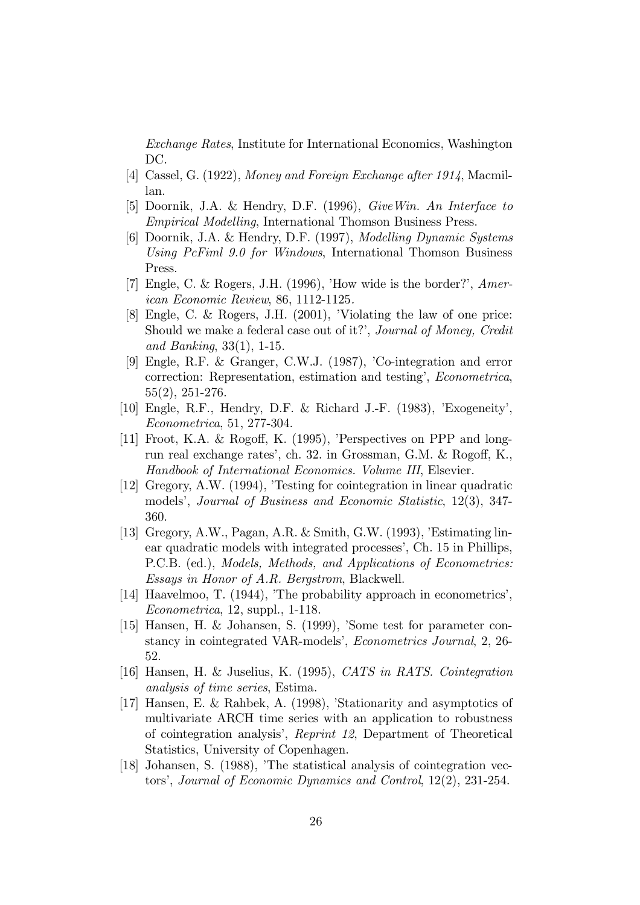*Exchange Rates*, Institute for International Economics, Washington DC.

[4] Cassel, G. (1922), *Money and Foreign Exchange after 1914*, Macmillan.

[5] Doornik, J.A. & Hendry, D.F. (1996), *GiveWin. An Interface to Empirical Modelling*, International Thomson Business Press.

[6] Doornik, J.A. & Hendry, D.F. (1997), *Modelling Dynamic Systems Using PcFiml 9.0 for Windows*, International Thomson Business Press.

[7] Engle, C. & Rogers, J.H. (1996), 'How wide is the border?', *American Economic Review*, 86, 1112-1125.

[8] Engle, C. & Rogers, J.H. (2001), 'Violating the law of one price: Should we make a federal case out of it?', *Journal of Money, Credit and Banking*, 33(1), 1-15.

[9] Engle, R.F. & Granger, C.W.J. (1987), 'Co-integration and error correction: Representation, estimation and testing', *Econometrica*, 55(2), 251-276.

[10] Engle, R.F., Hendry, D.F. & Richard J.-F. (1983), 'Exogeneity', *Econometrica*, 51, 277-304.

[11] Froot, K.A. & Rogoff, K. (1995), 'Perspectives on PPP and long-run real exchange rates', ch. 32. in Grossman, G.M. & Rogoff, K., *Handbook of International Economics. Volume III*, Elsevier.

[12] Gregory, A.W. (1994), 'Testing for cointegration in linear quadratic models', *Journal of Business and Economic Statistic*, 12(3), 347-360.

[13] Gregory, A.W., Pagan, A.R. & Smith, G.W. (1993), 'Estimating linear quadratic models with integrated processes', Ch. 15 in Phillips, P.C.B. (ed.), *Models, Methods, and Applications of Econometrics: Essays in Honor of A.R. Bergstrom*, Blackwell.

[14] Haavelmoo, T. (1944), 'The probability approach in econometrics', *Econometrica*, 12, suppl., 1-118.

[15] Hansen, H. & Johansen, S. (1999), 'Some test for parameter constancy in cointegrated VAR-models', *Econometrics Journal*, 2, 26-52.

[16] Hansen, H. & Juselius, K. (1995), *CATS in RATS. Cointegration analysis of time series*, Estima.

[17] Hansen, E. & Rahbek, A. (1998), 'Stationarity and asymptotics of multivariate ARCH time series with an application to robustness of cointegration analysis', *Reprint 12*, Department of Theoretical Statistics, University of Copenhagen.

[18] Johansen, S. (1988), 'The statistical analysis of cointegration vectors', *Journal of Economic Dynamics and Control*, 12(2), 231-254.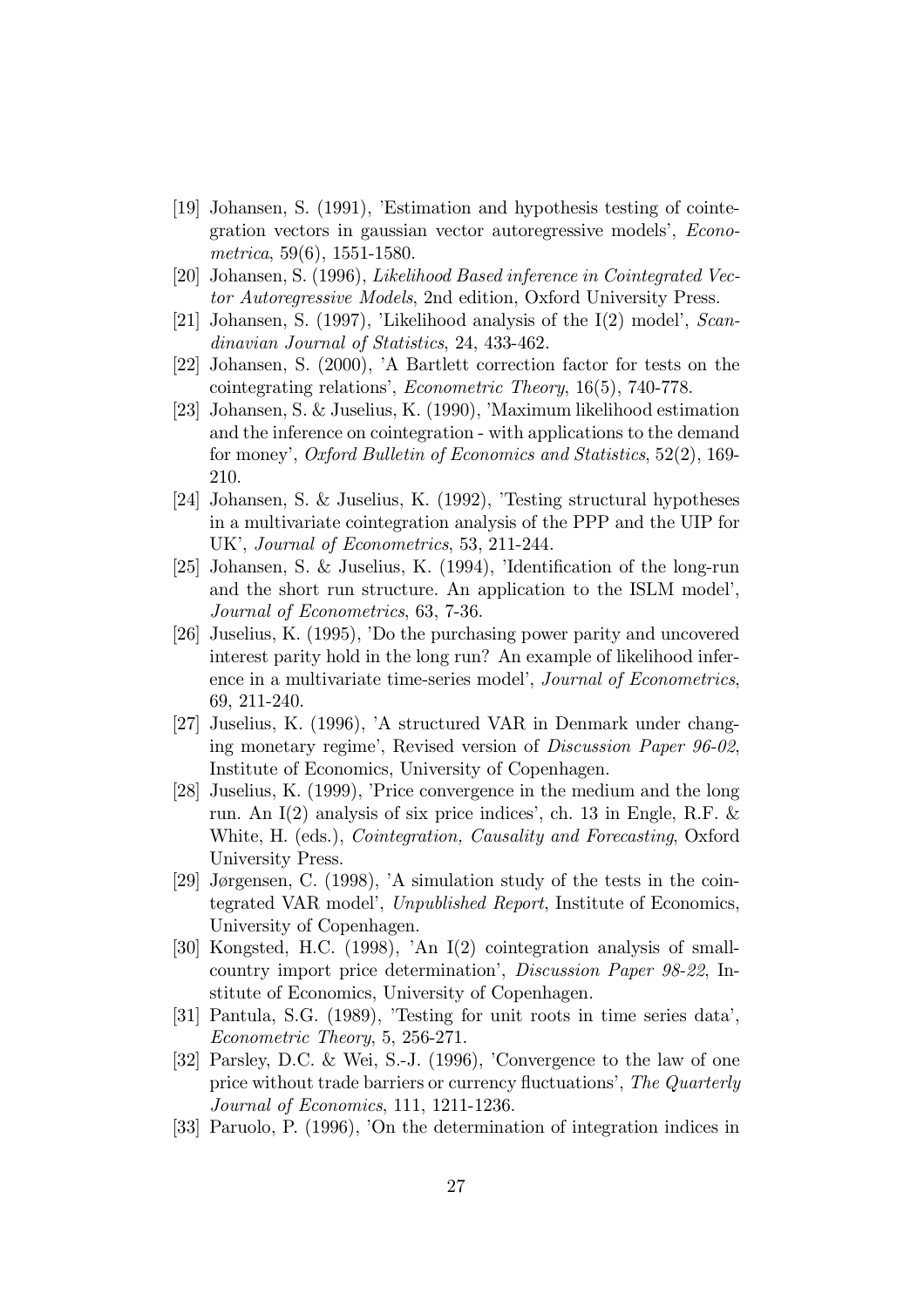[19] Johansen, S. (1991), 'Estimation and hypothesis testing of cointegration vectors in gaussian vector autoregressive models', *Econometrica*, 59(6), 1551-1580.

[20] Johansen, S. (1996), *Likelihood Based inference in Cointegrated Vector Autoregressive Models*, 2nd edition, Oxford University Press.

[21] Johansen, S. (1997), 'Likelihood analysis of the I(2) model', *Scandinavian Journal of Statistics*, 24, 433-462.

[22] Johansen, S. (2000), 'A Bartlett correction factor for tests on the cointegrating relations', *Econometric Theory*, 16(5), 740-778.

[23] Johansen, S. & Juselius, K. (1990), 'Maximum likelihood estimation and the inference on cointegration - with applications to the demand for money', *Oxford Bulletin of Economics and Statistics*, 52(2), 169-210.

[24] Johansen, S. & Juselius, K. (1992), 'Testing structural hypotheses in a multivariate cointegration analysis of the PPP and the UIP for UK', *Journal of Econometrics*, 53, 211-244.

[25] Johansen, S. & Juselius, K. (1994), 'Identification of the long-run and the short run structure. An application to the ISLM model', *Journal of Econometrics*, 63, 7-36.

[26] Juselius, K. (1995), 'Do the purchasing power parity and uncovered interest parity hold in the long run? An example of likelihood inference in a multivariate time-series model', *Journal of Econometrics*, 69, 211-240.

[27] Juselius, K. (1996), 'A structured VAR in Denmark under changing monetary regime', Revised version of *Discussion Paper 96-02*, Institute of Economics, University of Copenhagen.

[28] Juselius, K. (1999), 'Price convergence in the medium and the long run. An I(2) analysis of six price indices', ch. 13 in Engle, R.F. & White, H. (eds.), *Cointegration, Causality and Forecasting*, Oxford University Press.

[29] Jørgensen, C. (1998), 'A simulation study of the tests in the cointegrated VAR model', *Unpublished Report*, Institute of Economics, University of Copenhagen.

[30] Kongsted, H.C. (1998), 'An I(2) cointegration analysis of small-country import price determination', *Discussion Paper 98-22*, Institute of Economics, University of Copenhagen.

[31] Pantula, S.G. (1989), 'Testing for unit roots in time series data', *Econometric Theory*, 5, 256-271.

[32] Parsley, D.C. & Wei, S.-J. (1996), 'Convergence to the law of one price without trade barriers or currency fluctuations', *The Quarterly Journal of Economics*, 111, 1211-1236.

[33] Paruolo, P. (1996), 'On the determination of integration indices in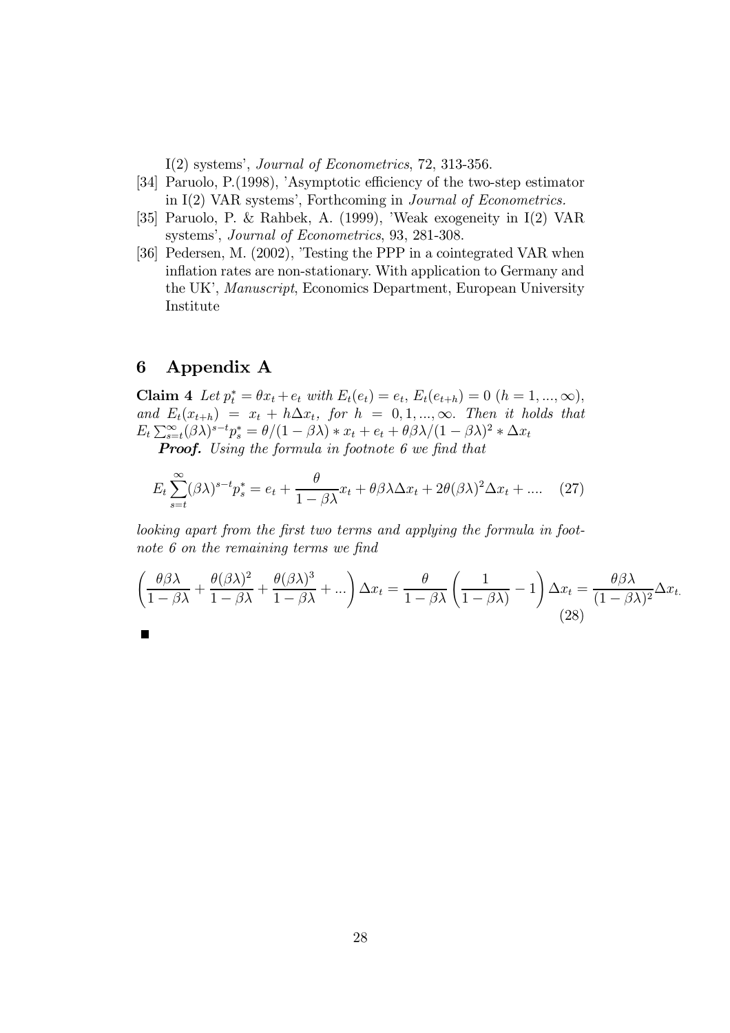I(2) systems', *Journal of Econometrics*, 72, 313-356.

[34] Paruolo, P.(1998), 'Asymptotic efficiency of the two-step estimator in I(2) VAR systems', Forthcoming in *Journal of Econometrics.*

[35] Paruolo, P. & Rahbek, A. (1999), 'Weak exogeneity in I(2) VAR systems', *Journal of Econometrics*, 93, 281-308.

[36] Pedersen, M. (2002), 'Testing the PPP in a cointegrated VAR when inflation rates are non-stationary. With application to Germany and the UK', *Manuscript*, Economics Department, European University Institute

# 6 Appendix A

**Claim 4** *Let $p_t^* = \theta x_t + e_t$ with $E_t(e_t) = e_t$, $E_t(e_{t+h}) = 0$ $(h = 1, ..., \infty)$, and $E_t(x_{t+h}) = x_t + h\Delta x_t$, for $h = 0, 1, ..., \infty$. Then it holds that $E_t \sum_{s=t}^{\infty} (\beta\lambda)^{s-t} p_s^* = \theta/(1-\beta\lambda) * x_t + e_t + \theta\beta\lambda/(1-\beta\lambda)^2 * \Delta x_t$*

***Proof.*** *Using the formula in footnote 6 we find that*

$$E_t \sum_{s=t}^{\infty} (\beta\lambda)^{s-t} p_s^* = e_t + \frac{\theta}{1-\beta\lambda} x_t + \theta\beta\lambda\Delta x_t + 2\theta(\beta\lambda)^2 \Delta x_t + .... \quad (27)$$

*looking apart from the first two terms and applying the formula in footnote 6 on the remaining terms we find*

$$\left( \frac{\theta\beta\lambda}{1-\beta\lambda} + \frac{\theta(\beta\lambda)^2}{1-\beta\lambda} + \frac{\theta(\beta\lambda)^3}{1-\beta\lambda} + ... \right) \Delta x_t = \frac{\theta}{1-\beta\lambda} \left( \frac{1}{(1-\beta\lambda)} - 1 \right) \Delta x_t = \frac{\theta\beta\lambda}{(1-\beta\lambda)^2} \Delta x_{t.} \quad (28)$$

■